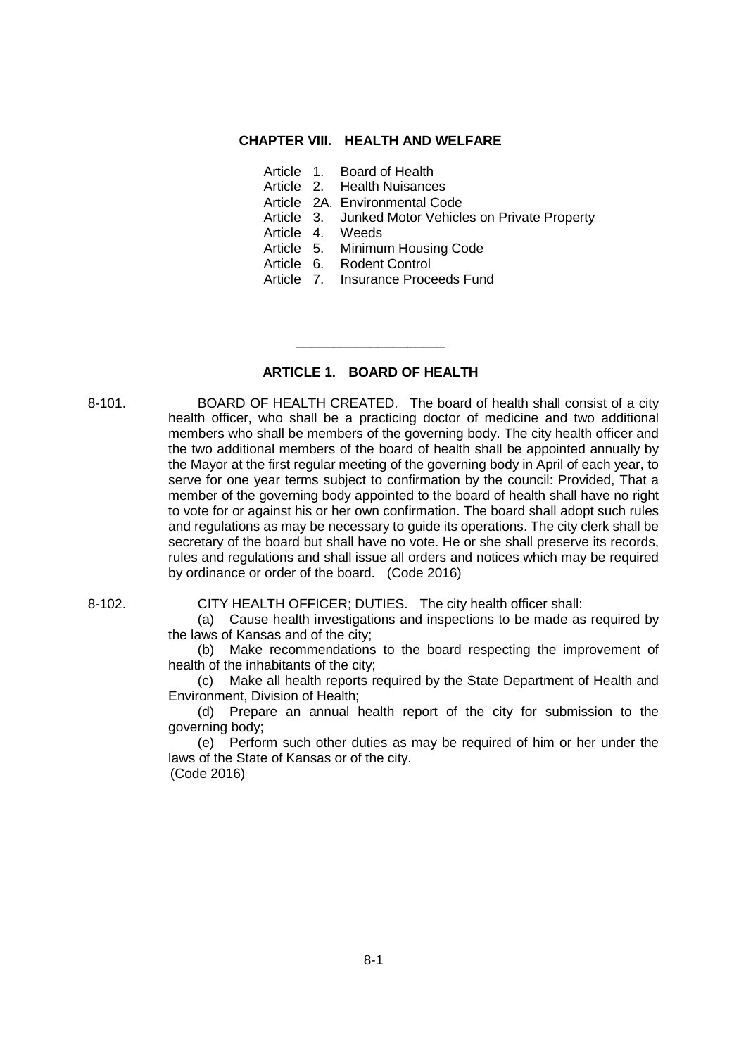# CHAPTER VIII. HEALTH AND WELFARE

- Article 1. Board of Health
- Article 2. Health Nuisances
- Article 2A. Environmental Code
- Article 3. Junked Motor Vehicles on Private Property
- Article 4. Weeds
- Article 5. Minimum Housing Code
- Article 6. Rodent Control
- Article 7. Insurance Proceeds Fund

---

## ARTICLE 1. BOARD OF HEALTH

8-101. BOARD OF HEALTH CREATED. The board of health shall consist of a city health officer, who shall be a practicing doctor of medicine and two additional members who shall be members of the governing body. The city health officer and the two additional members of the board of health shall be appointed annually by the Mayor at the first regular meeting of the governing body in April of each year, to serve for one year terms subject to confirmation by the council: Provided, That a member of the governing body appointed to the board of health shall have no right to vote for or against his or her own confirmation. The board shall adopt such rules and regulations as may be necessary to guide its operations. The city clerk shall be secretary of the board but shall have no vote. He or she shall preserve its records, rules and regulations and shall issue all orders and notices which may be required by ordinance or order of the board. (Code 2016)

8-102. CITY HEALTH OFFICER; DUTIES. The city health officer shall:

(a) Cause health investigations and inspections to be made as required by the laws of Kansas and of the city;

(b) Make recommendations to the board respecting the improvement of health of the inhabitants of the city;

(c) Make all health reports required by the State Department of Health and Environment, Division of Health;

(d) Prepare an annual health report of the city for submission to the governing body;

(e) Perform such other duties as may be required of him or her under the laws of the State of Kansas or of the city.

(Code 2016)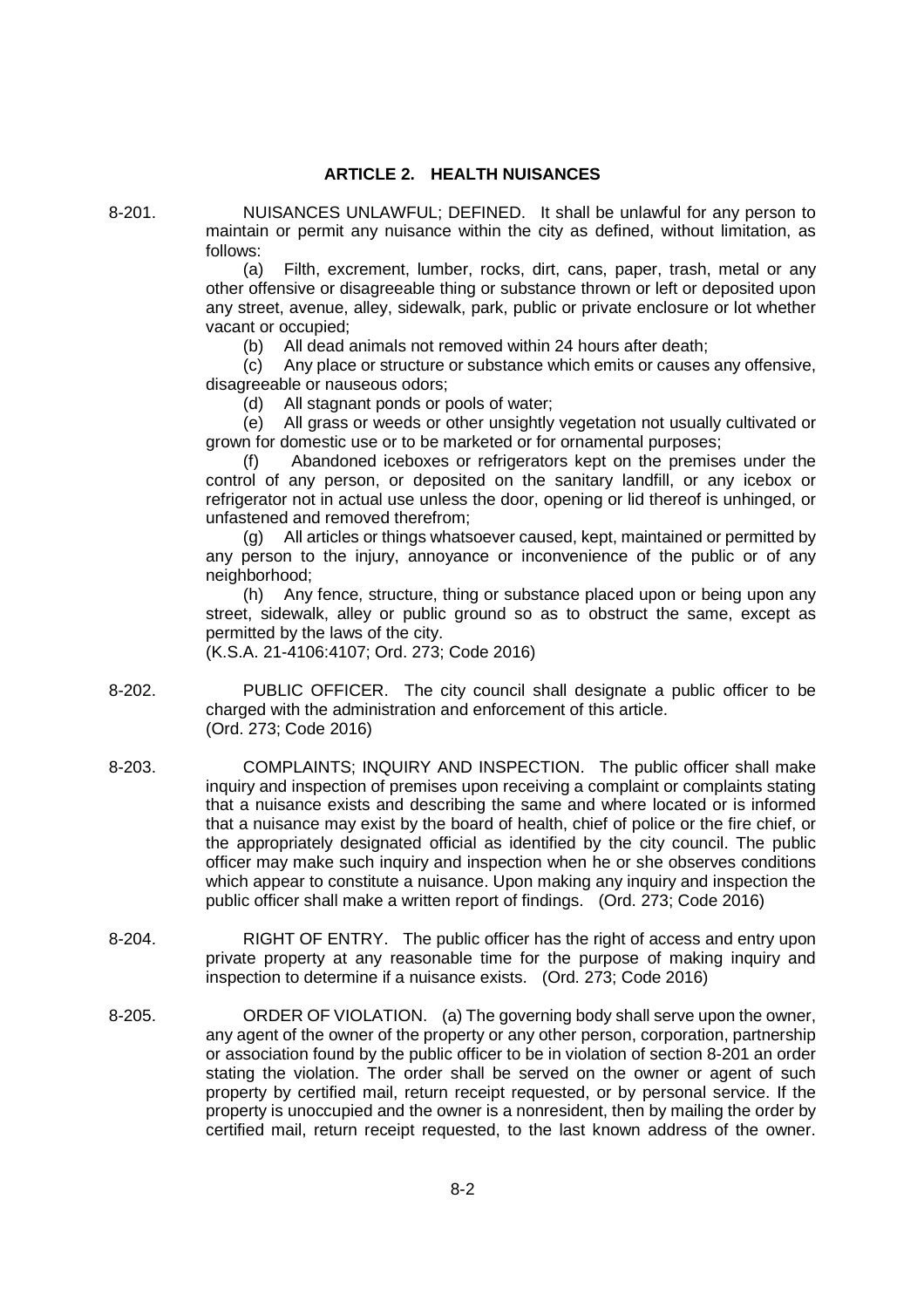## ARTICLE 2. HEALTH NUISANCES

8-201. NUISANCES UNLAWFUL; DEFINED. It shall be unlawful for any person to maintain or permit any nuisance within the city as defined, without limitation, as follows:

(a) Filth, excrement, lumber, rocks, dirt, cans, paper, trash, metal or any other offensive or disagreeable thing or substance thrown or left or deposited upon any street, avenue, alley, sidewalk, park, public or private enclosure or lot whether vacant or occupied;

(b) All dead animals not removed within 24 hours after death;

(c) Any place or structure or substance which emits or causes any offensive, disagreeable or nauseous odors;

(d) All stagnant ponds or pools of water;

(e) All grass or weeds or other unsightly vegetation not usually cultivated or grown for domestic use or to be marketed or for ornamental purposes;

(f) Abandoned iceboxes or refrigerators kept on the premises under the control of any person, or deposited on the sanitary landfill, or any icebox or refrigerator not in actual use unless the door, opening or lid thereof is unhinged, or unfastened and removed therefrom;

(g) All articles or things whatsoever caused, kept, maintained or permitted by any person to the injury, annoyance or inconvenience of the public or of any neighborhood;

(h) Any fence, structure, thing or substance placed upon or being upon any street, sidewalk, alley or public ground so as to obstruct the same, except as permitted by the laws of the city.

(K.S.A. 21-4106:4107; Ord. 273; Code 2016)

8-202. PUBLIC OFFICER. The city council shall designate a public officer to be charged with the administration and enforcement of this article.
(Ord. 273; Code 2016)

8-203. COMPLAINTS; INQUIRY AND INSPECTION. The public officer shall make inquiry and inspection of premises upon receiving a complaint or complaints stating that a nuisance exists and describing the same and where located or is informed that a nuisance may exist by the board of health, chief of police or the fire chief, or the appropriately designated official as identified by the city council. The public officer may make such inquiry and inspection when he or she observes conditions which appear to constitute a nuisance. Upon making any inquiry and inspection the public officer shall make a written report of findings. (Ord. 273; Code 2016)

8-204. RIGHT OF ENTRY. The public officer has the right of access and entry upon private property at any reasonable time for the purpose of making inquiry and inspection to determine if a nuisance exists. (Ord. 273; Code 2016)

8-205. ORDER OF VIOLATION. (a) The governing body shall serve upon the owner, any agent of the owner of the property or any other person, corporation, partnership or association found by the public officer to be in violation of section 8-201 an order stating the violation. The order shall be served on the owner or agent of such property by certified mail, return receipt requested, or by personal service. If the property is unoccupied and the owner is a nonresident, then by mailing the order by certified mail, return receipt requested, to the last known address of the owner.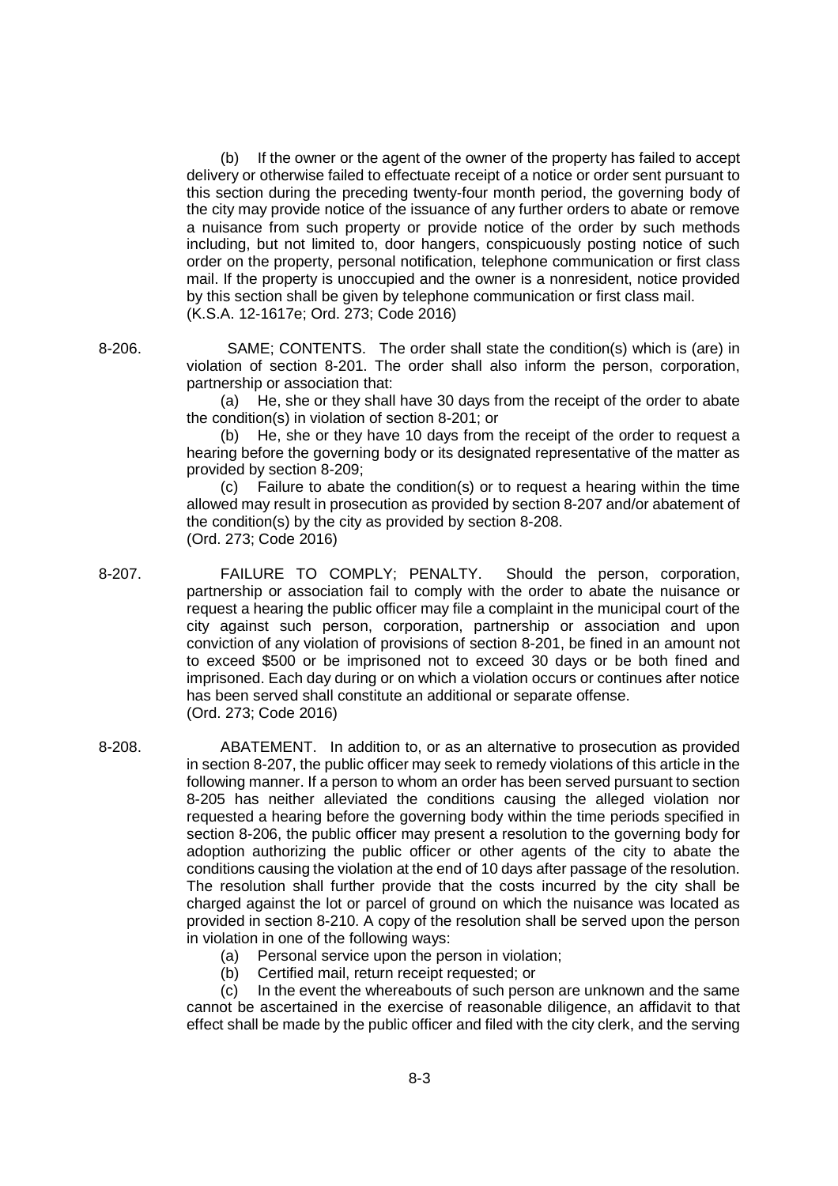(b) If the owner or the agent of the owner of the property has failed to accept delivery or otherwise failed to effectuate receipt of a notice or order sent pursuant to this section during the preceding twenty-four month period, the governing body of the city may provide notice of the issuance of any further orders to abate or remove a nuisance from such property or provide notice of the order by such methods including, but not limited to, door hangers, conspicuously posting notice of such order on the property, personal notification, telephone communication or first class mail. If the property is unoccupied and the owner is a nonresident, notice provided by this section shall be given by telephone communication or first class mail.
(K.S.A. 12-1617e; Ord. 273; Code 2016)

8-206. SAME; CONTENTS. The order shall state the condition(s) which is (are) in violation of section 8-201. The order shall also inform the person, corporation, partnership or association that:

(a) He, she or they shall have 30 days from the receipt of the order to abate the condition(s) in violation of section 8-201; or

(b) He, she or they have 10 days from the receipt of the order to request a hearing before the governing body or its designated representative of the matter as provided by section 8-209;

(c) Failure to abate the condition(s) or to request a hearing within the time allowed may result in prosecution as provided by section 8-207 and/or abatement of the condition(s) by the city as provided by section 8-208.
(Ord. 273; Code 2016)

8-207. FAILURE TO COMPLY; PENALTY. Should the person, corporation, partnership or association fail to comply with the order to abate the nuisance or request a hearing the public officer may file a complaint in the municipal court of the city against such person, corporation, partnership or association and upon conviction of any violation of provisions of section 8-201, be fined in an amount not to exceed $500 or be imprisoned not to exceed 30 days or be both fined and imprisoned. Each day during or on which a violation occurs or continues after notice has been served shall constitute an additional or separate offense.
(Ord. 273; Code 2016)

8-208. ABATEMENT. In addition to, or as an alternative to prosecution as provided in section 8-207, the public officer may seek to remedy violations of this article in the following manner. If a person to whom an order has been served pursuant to section 8-205 has neither alleviated the conditions causing the alleged violation nor requested a hearing before the governing body within the time periods specified in section 8-206, the public officer may present a resolution to the governing body for adoption authorizing the public officer or other agents of the city to abate the conditions causing the violation at the end of 10 days after passage of the resolution. The resolution shall further provide that the costs incurred by the city shall be charged against the lot or parcel of ground on which the nuisance was located as provided in section 8-210. A copy of the resolution shall be served upon the person in violation in one of the following ways:

(a) Personal service upon the person in violation;

(b) Certified mail, return receipt requested; or

(c) In the event the whereabouts of such person are unknown and the same cannot be ascertained in the exercise of reasonable diligence, an affidavit to that effect shall be made by the public officer and filed with the city clerk, and the serving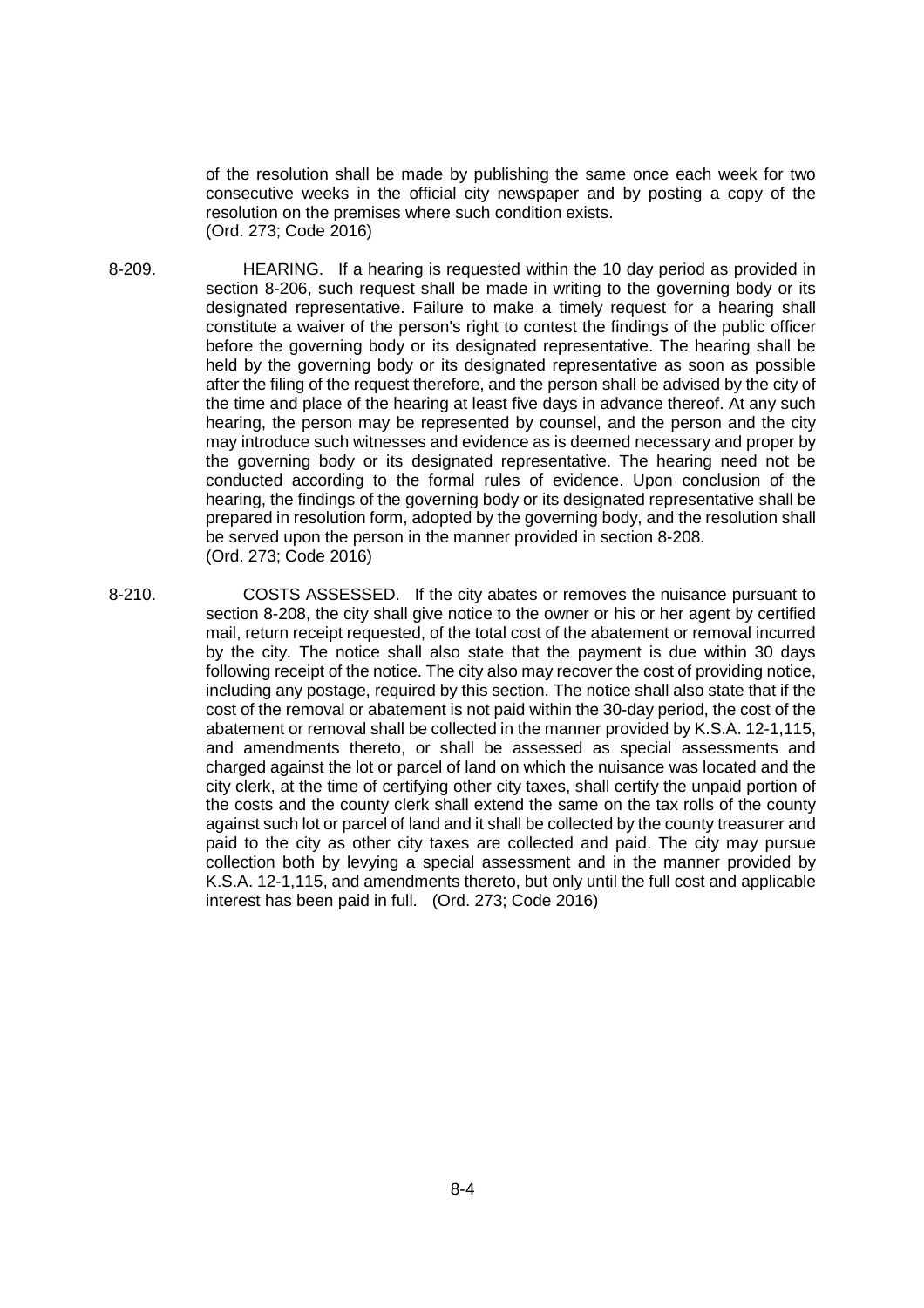of the resolution shall be made by publishing the same once each week for two consecutive weeks in the official city newspaper and by posting a copy of the resolution on the premises where such condition exists.
(Ord. 273; Code 2016)

8-209. HEARING. If a hearing is requested within the 10 day period as provided in section 8-206, such request shall be made in writing to the governing body or its designated representative. Failure to make a timely request for a hearing shall constitute a waiver of the person's right to contest the findings of the public officer before the governing body or its designated representative. The hearing shall be held by the governing body or its designated representative as soon as possible after the filing of the request therefore, and the person shall be advised by the city of the time and place of the hearing at least five days in advance thereof. At any such hearing, the person may be represented by counsel, and the person and the city may introduce such witnesses and evidence as is deemed necessary and proper by the governing body or its designated representative. The hearing need not be conducted according to the formal rules of evidence. Upon conclusion of the hearing, the findings of the governing body or its designated representative shall be prepared in resolution form, adopted by the governing body, and the resolution shall be served upon the person in the manner provided in section 8-208.
(Ord. 273; Code 2016)

8-210. COSTS ASSESSED. If the city abates or removes the nuisance pursuant to section 8-208, the city shall give notice to the owner or his or her agent by certified mail, return receipt requested, of the total cost of the abatement or removal incurred by the city. The notice shall also state that the payment is due within 30 days following receipt of the notice. The city also may recover the cost of providing notice, including any postage, required by this section. The notice shall also state that if the cost of the removal or abatement is not paid within the 30-day period, the cost of the abatement or removal shall be collected in the manner provided by K.S.A. 12-1,115, and amendments thereto, or shall be assessed as special assessments and charged against the lot or parcel of land on which the nuisance was located and the city clerk, at the time of certifying other city taxes, shall certify the unpaid portion of the costs and the county clerk shall extend the same on the tax rolls of the county against such lot or parcel of land and it shall be collected by the county treasurer and paid to the city as other city taxes are collected and paid. The city may pursue collection both by levying a special assessment and in the manner provided by K.S.A. 12-1,115, and amendments thereto, but only until the full cost and applicable interest has been paid in full. (Ord. 273; Code 2016)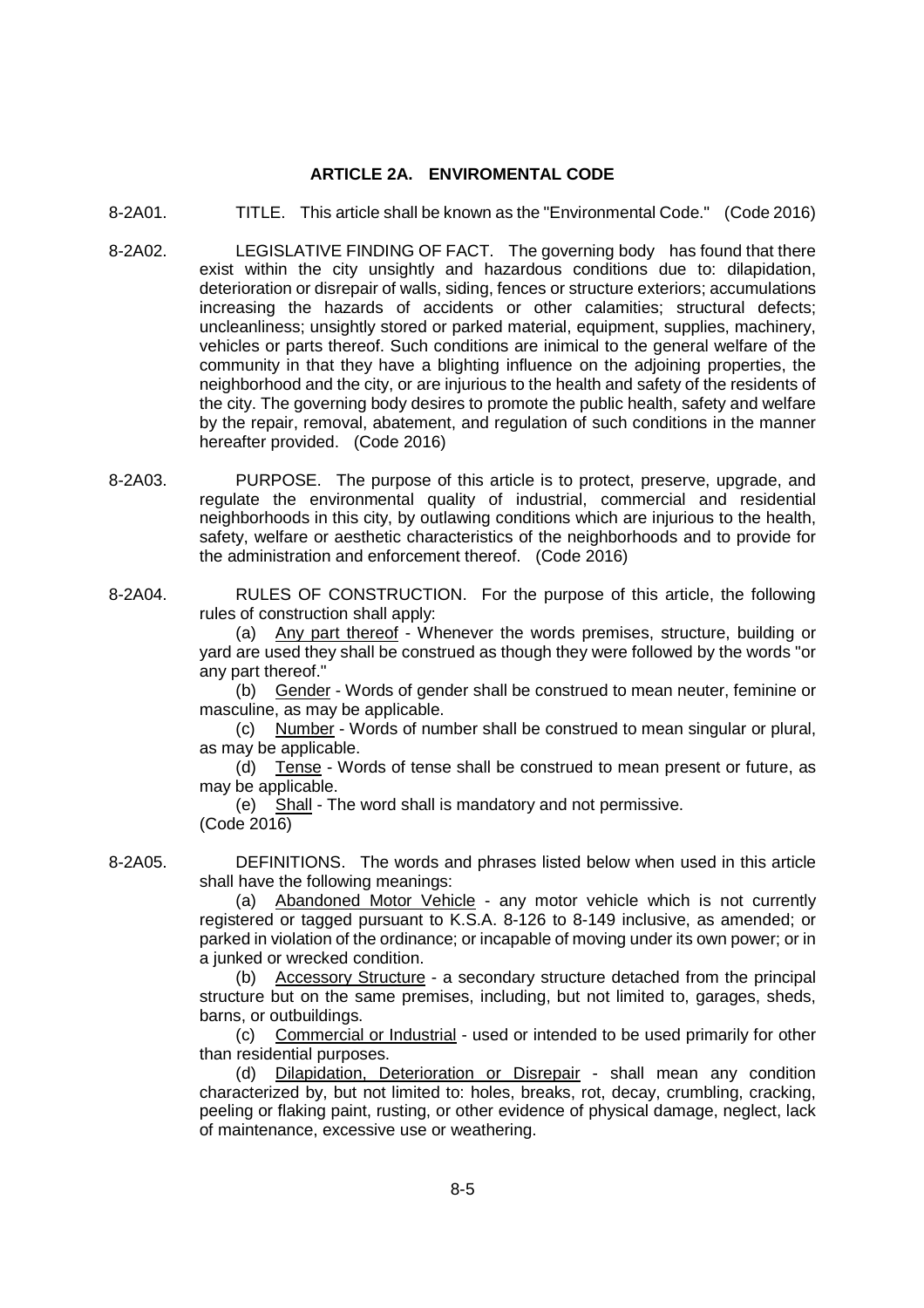## ARTICLE 2A. ENVIROMENTAL CODE

8-2A01. TITLE. This article shall be known as the "Environmental Code." (Code 2016)

8-2A02. LEGISLATIVE FINDING OF FACT. The governing body has found that there exist within the city unsightly and hazardous conditions due to: dilapidation, deterioration or disrepair of walls, siding, fences or structure exteriors; accumulations increasing the hazards of accidents or other calamities; structural defects; uncleanliness; unsightly stored or parked material, equipment, supplies, machinery, vehicles or parts thereof. Such conditions are inimical to the general welfare of the community in that they have a blighting influence on the adjoining properties, the neighborhood and the city, or are injurious to the health and safety of the residents of the city. The governing body desires to promote the public health, safety and welfare by the repair, removal, abatement, and regulation of such conditions in the manner hereafter provided. (Code 2016)

8-2A03. PURPOSE. The purpose of this article is to protect, preserve, upgrade, and regulate the environmental quality of industrial, commercial and residential neighborhoods in this city, by outlawing conditions which are injurious to the health, safety, welfare or aesthetic characteristics of the neighborhoods and to provide for the administration and enforcement thereof. (Code 2016)

8-2A04. RULES OF CONSTRUCTION. For the purpose of this article, the following rules of construction shall apply:

(a) Any part thereof - Whenever the words premises, structure, building or yard are used they shall be construed as though they were followed by the words "or any part thereof."

(b) Gender - Words of gender shall be construed to mean neuter, feminine or masculine, as may be applicable.

(c) Number - Words of number shall be construed to mean singular or plural, as may be applicable.

(d) Tense - Words of tense shall be construed to mean present or future, as may be applicable.

(e) Shall - The word shall is mandatory and not permissive.

(Code 2016)

8-2A05. DEFINITIONS. The words and phrases listed below when used in this article shall have the following meanings:

(a) Abandoned Motor Vehicle - any motor vehicle which is not currently registered or tagged pursuant to K.S.A. 8-126 to 8-149 inclusive, as amended; or parked in violation of the ordinance; or incapable of moving under its own power; or in a junked or wrecked condition.

(b) Accessory Structure - a secondary structure detached from the principal structure but on the same premises, including, but not limited to, garages, sheds, barns, or outbuildings.

(c) Commercial or Industrial - used or intended to be used primarily for other than residential purposes.

(d) Dilapidation, Deterioration or Disrepair - shall mean any condition characterized by, but not limited to: holes, breaks, rot, decay, crumbling, cracking, peeling or flaking paint, rusting, or other evidence of physical damage, neglect, lack of maintenance, excessive use or weathering.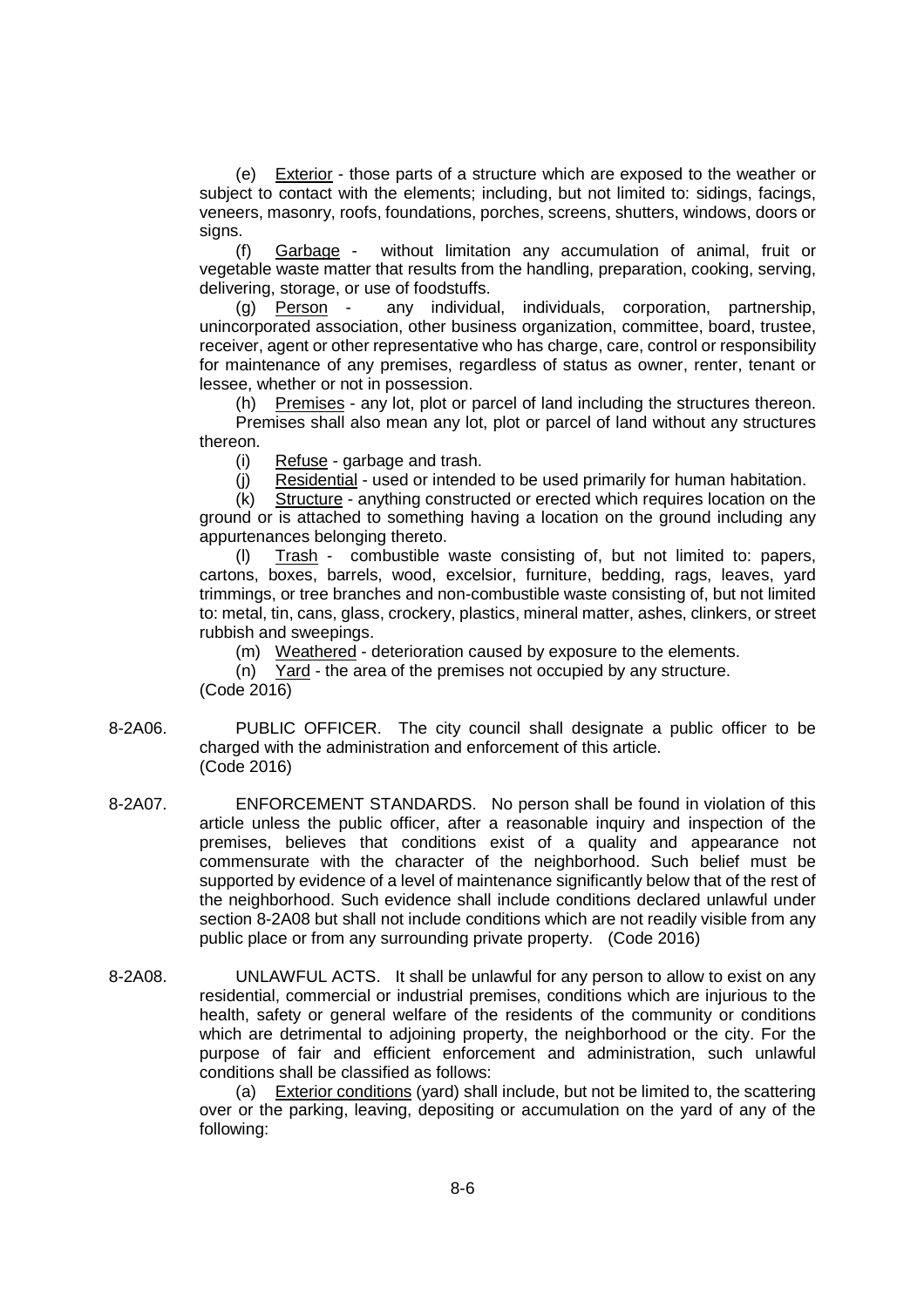(e) Exterior - those parts of a structure which are exposed to the weather or subject to contact with the elements; including, but not limited to: sidings, facings, veneers, masonry, roofs, foundations, porches, screens, shutters, windows, doors or signs.

(f) Garbage - without limitation any accumulation of animal, fruit or vegetable waste matter that results from the handling, preparation, cooking, serving, delivering, storage, or use of foodstuffs.

(g) Person - any individual, individuals, corporation, partnership, unincorporated association, other business organization, committee, board, trustee, receiver, agent or other representative who has charge, care, control or responsibility for maintenance of any premises, regardless of status as owner, renter, tenant or lessee, whether or not in possession.

(h) Premises - any lot, plot or parcel of land including the structures thereon. Premises shall also mean any lot, plot or parcel of land without any structures thereon.

(i) Refuse - garbage and trash.

(j) Residential - used or intended to be used primarily for human habitation.

(k) Structure - anything constructed or erected which requires location on the ground or is attached to something having a location on the ground including any appurtenances belonging thereto.

(l) Trash - combustible waste consisting of, but not limited to: papers, cartons, boxes, barrels, wood, excelsior, furniture, bedding, rags, leaves, yard trimmings, or tree branches and non-combustible waste consisting of, but not limited to: metal, tin, cans, glass, crockery, plastics, mineral matter, ashes, clinkers, or street rubbish and sweepings.

(m) Weathered - deterioration caused by exposure to the elements.

(n) Yard - the area of the premises not occupied by any structure.

(Code 2016)

8-2A06. PUBLIC OFFICER. The city council shall designate a public officer to be charged with the administration and enforcement of this article.
(Code 2016)

8-2A07. ENFORCEMENT STANDARDS. No person shall be found in violation of this article unless the public officer, after a reasonable inquiry and inspection of the premises, believes that conditions exist of a quality and appearance not commensurate with the character of the neighborhood. Such belief must be supported by evidence of a level of maintenance significantly below that of the rest of the neighborhood. Such evidence shall include conditions declared unlawful under section 8-2A08 but shall not include conditions which are not readily visible from any public place or from any surrounding private property. (Code 2016)

8-2A08. UNLAWFUL ACTS. It shall be unlawful for any person to allow to exist on any residential, commercial or industrial premises, conditions which are injurious to the health, safety or general welfare of the residents of the community or conditions which are detrimental to adjoining property, the neighborhood or the city. For the purpose of fair and efficient enforcement and administration, such unlawful conditions shall be classified as follows:

(a) Exterior conditions (yard) shall include, but not be limited to, the scattering over or the parking, leaving, depositing or accumulation on the yard of any of the following: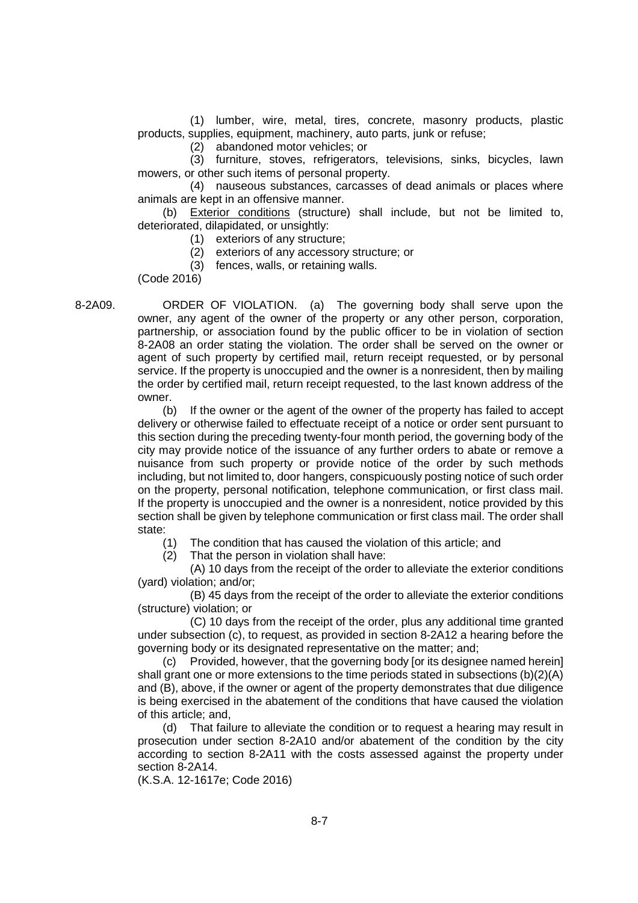(1) lumber, wire, metal, tires, concrete, masonry products, plastic products, supplies, equipment, machinery, auto parts, junk or refuse;

(2) abandoned motor vehicles; or

(3) furniture, stoves, refrigerators, televisions, sinks, bicycles, lawn mowers, or other such items of personal property.

(4) nauseous substances, carcasses of dead animals or places where animals are kept in an offensive manner.

(b) Exterior conditions (structure) shall include, but not be limited to, deteriorated, dilapidated, or unsightly:

(1) exteriors of any structure;

(2) exteriors of any accessory structure; or

(3) fences, walls, or retaining walls.

(Code 2016)

8-2A09. ORDER OF VIOLATION. (a) The governing body shall serve upon the owner, any agent of the owner of the property or any other person, corporation, partnership, or association found by the public officer to be in violation of section 8-2A08 an order stating the violation. The order shall be served on the owner or agent of such property by certified mail, return receipt requested, or by personal service. If the property is unoccupied and the owner is a nonresident, then by mailing the order by certified mail, return receipt requested, to the last known address of the owner.

(b) If the owner or the agent of the owner of the property has failed to accept delivery or otherwise failed to effectuate receipt of a notice or order sent pursuant to this section during the preceding twenty-four month period, the governing body of the city may provide notice of the issuance of any further orders to abate or remove a nuisance from such property or provide notice of the order by such methods including, but not limited to, door hangers, conspicuously posting notice of such order on the property, personal notification, telephone communication, or first class mail. If the property is unoccupied and the owner is a nonresident, notice provided by this section shall be given by telephone communication or first class mail. The order shall state:

(1) The condition that has caused the violation of this article; and

(2) That the person in violation shall have:

(A) 10 days from the receipt of the order to alleviate the exterior conditions (yard) violation; and/or;

(B) 45 days from the receipt of the order to alleviate the exterior conditions (structure) violation; or

(C) 10 days from the receipt of the order, plus any additional time granted under subsection (c), to request, as provided in section 8-2A12 a hearing before the governing body or its designated representative on the matter; and;

(c) Provided, however, that the governing body [or its designee named herein] shall grant one or more extensions to the time periods stated in subsections (b)(2)(A) and (B), above, if the owner or agent of the property demonstrates that due diligence is being exercised in the abatement of the conditions that have caused the violation of this article; and,

(d) That failure to alleviate the condition or to request a hearing may result in prosecution under section 8-2A10 and/or abatement of the condition by the city according to section 8-2A11 with the costs assessed against the property under section 8-2A14.

(K.S.A. 12-1617e; Code 2016)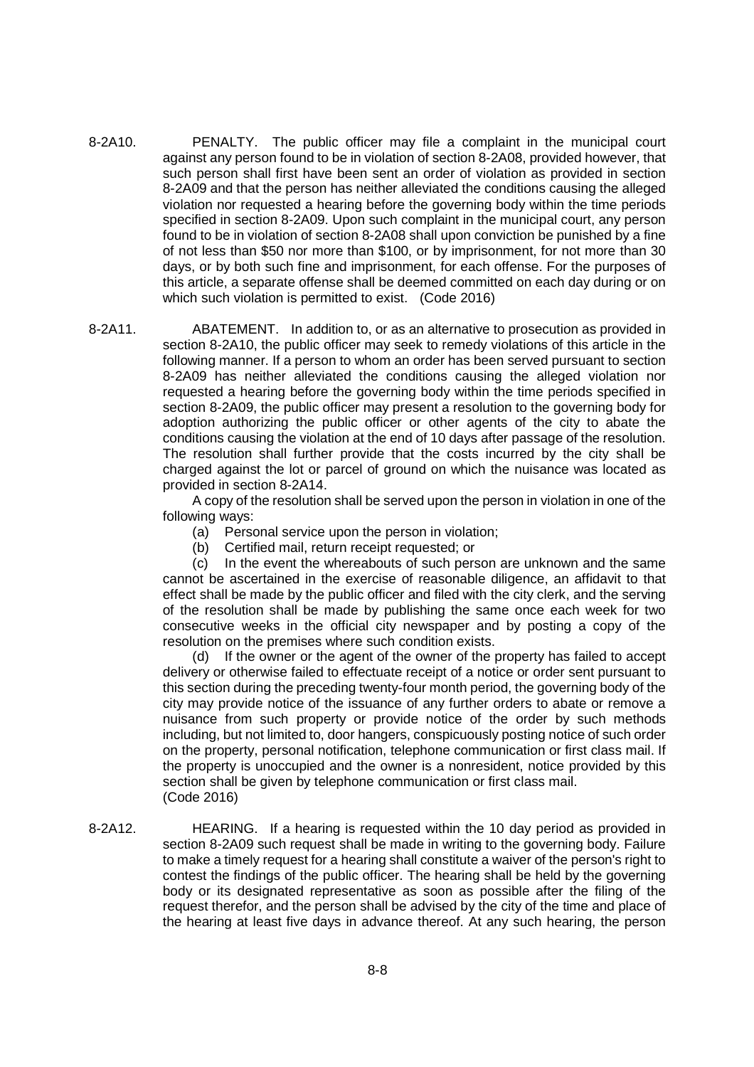8-2A10. PENALTY. The public officer may file a complaint in the municipal court against any person found to be in violation of section 8-2A08, provided however, that such person shall first have been sent an order of violation as provided in section 8-2A09 and that the person has neither alleviated the conditions causing the alleged violation nor requested a hearing before the governing body within the time periods specified in section 8-2A09. Upon such complaint in the municipal court, any person found to be in violation of section 8-2A08 shall upon conviction be punished by a fine of not less than $50 nor more than $100, or by imprisonment, for not more than 30 days, or by both such fine and imprisonment, for each offense. For the purposes of this article, a separate offense shall be deemed committed on each day during or on which such violation is permitted to exist. (Code 2016)

8-2A11. ABATEMENT. In addition to, or as an alternative to prosecution as provided in section 8-2A10, the public officer may seek to remedy violations of this article in the following manner. If a person to whom an order has been served pursuant to section 8-2A09 has neither alleviated the conditions causing the alleged violation nor requested a hearing before the governing body within the time periods specified in section 8-2A09, the public officer may present a resolution to the governing body for adoption authorizing the public officer or other agents of the city to abate the conditions causing the violation at the end of 10 days after passage of the resolution. The resolution shall further provide that the costs incurred by the city shall be charged against the lot or parcel of ground on which the nuisance was located as provided in section 8-2A14.

A copy of the resolution shall be served upon the person in violation in one of the following ways:

(a) Personal service upon the person in violation;

(b) Certified mail, return receipt requested; or

(c) In the event the whereabouts of such person are unknown and the same cannot be ascertained in the exercise of reasonable diligence, an affidavit to that effect shall be made by the public officer and filed with the city clerk, and the serving of the resolution shall be made by publishing the same once each week for two consecutive weeks in the official city newspaper and by posting a copy of the resolution on the premises where such condition exists.

(d) If the owner or the agent of the owner of the property has failed to accept delivery or otherwise failed to effectuate receipt of a notice or order sent pursuant to this section during the preceding twenty-four month period, the governing body of the city may provide notice of the issuance of any further orders to abate or remove a nuisance from such property or provide notice of the order by such methods including, but not limited to, door hangers, conspicuously posting notice of such order on the property, personal notification, telephone communication or first class mail. If the property is unoccupied and the owner is a nonresident, notice provided by this section shall be given by telephone communication or first class mail.
(Code 2016)

8-2A12. HEARING. If a hearing is requested within the 10 day period as provided in section 8-2A09 such request shall be made in writing to the governing body. Failure to make a timely request for a hearing shall constitute a waiver of the person's right to contest the findings of the public officer. The hearing shall be held by the governing body or its designated representative as soon as possible after the filing of the request therefor, and the person shall be advised by the city of the time and place of the hearing at least five days in advance thereof. At any such hearing, the person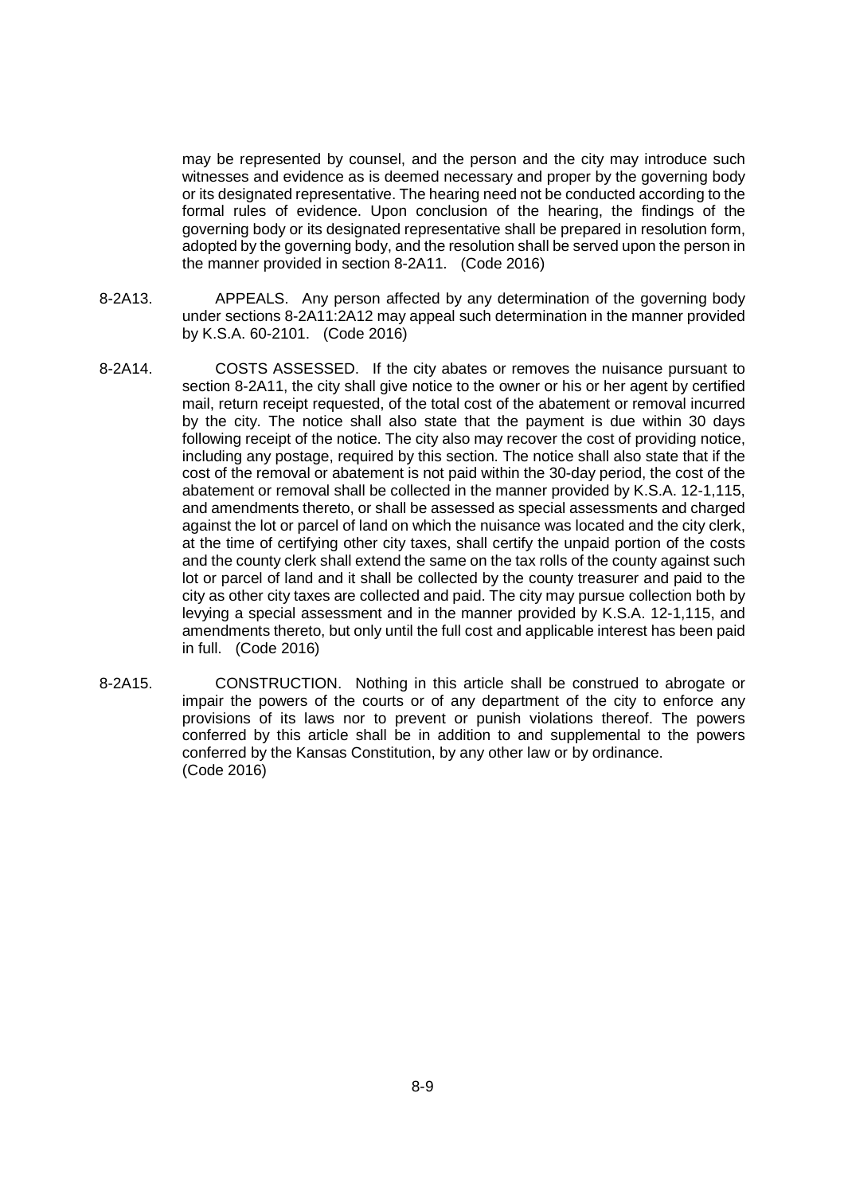may be represented by counsel, and the person and the city may introduce such witnesses and evidence as is deemed necessary and proper by the governing body or its designated representative. The hearing need not be conducted according to the formal rules of evidence. Upon conclusion of the hearing, the findings of the governing body or its designated representative shall be prepared in resolution form, adopted by the governing body, and the resolution shall be served upon the person in the manner provided in section 8-2A11. (Code 2016)

8-2A13. APPEALS. Any person affected by any determination of the governing body under sections 8-2A11:2A12 may appeal such determination in the manner provided by K.S.A. 60-2101. (Code 2016)

8-2A14. COSTS ASSESSED. If the city abates or removes the nuisance pursuant to section 8-2A11, the city shall give notice to the owner or his or her agent by certified mail, return receipt requested, of the total cost of the abatement or removal incurred by the city. The notice shall also state that the payment is due within 30 days following receipt of the notice. The city also may recover the cost of providing notice, including any postage, required by this section. The notice shall also state that if the cost of the removal or abatement is not paid within the 30-day period, the cost of the abatement or removal shall be collected in the manner provided by K.S.A. 12-1,115, and amendments thereto, or shall be assessed as special assessments and charged against the lot or parcel of land on which the nuisance was located and the city clerk, at the time of certifying other city taxes, shall certify the unpaid portion of the costs and the county clerk shall extend the same on the tax rolls of the county against such lot or parcel of land and it shall be collected by the county treasurer and paid to the city as other city taxes are collected and paid. The city may pursue collection both by levying a special assessment and in the manner provided by K.S.A. 12-1,115, and amendments thereto, but only until the full cost and applicable interest has been paid in full. (Code 2016)

8-2A15. CONSTRUCTION. Nothing in this article shall be construed to abrogate or impair the powers of the courts or of any department of the city to enforce any provisions of its laws nor to prevent or punish violations thereof. The powers conferred by this article shall be in addition to and supplemental to the powers conferred by the Kansas Constitution, by any other law or by ordinance. (Code 2016)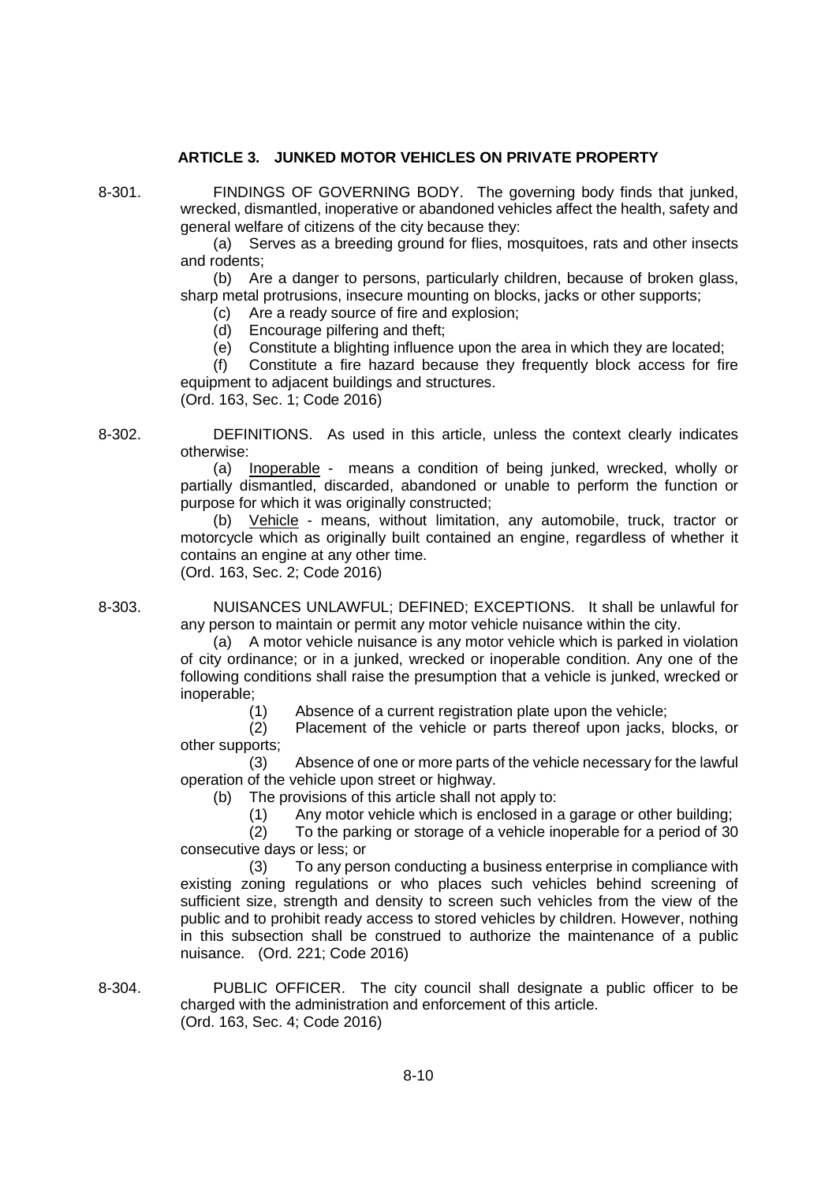## ARTICLE 3. JUNKED MOTOR VEHICLES ON PRIVATE PROPERTY

8-301. FINDINGS OF GOVERNING BODY. The governing body finds that junked, wrecked, dismantled, inoperative or abandoned vehicles affect the health, safety and general welfare of citizens of the city because they:

(a) Serves as a breeding ground for flies, mosquitoes, rats and other insects and rodents;

(b) Are a danger to persons, particularly children, because of broken glass, sharp metal protrusions, insecure mounting on blocks, jacks or other supports;

(c) Are a ready source of fire and explosion;

(d) Encourage pilfering and theft;

(e) Constitute a blighting influence upon the area in which they are located;

(f) Constitute a fire hazard because they frequently block access for fire equipment to adjacent buildings and structures.

(Ord. 163, Sec. 1; Code 2016)

8-302. DEFINITIONS. As used in this article, unless the context clearly indicates otherwise:

(a) Inoperable - means a condition of being junked, wrecked, wholly or partially dismantled, discarded, abandoned or unable to perform the function or purpose for which it was originally constructed;

(b) Vehicle - means, without limitation, any automobile, truck, tractor or motorcycle which as originally built contained an engine, regardless of whether it contains an engine at any other time.

(Ord. 163, Sec. 2; Code 2016)

8-303. NUISANCES UNLAWFUL; DEFINED; EXCEPTIONS. It shall be unlawful for any person to maintain or permit any motor vehicle nuisance within the city.

(a) A motor vehicle nuisance is any motor vehicle which is parked in violation of city ordinance; or in a junked, wrecked or inoperable condition. Any one of the following conditions shall raise the presumption that a vehicle is junked, wrecked or inoperable;

(1) Absence of a current registration plate upon the vehicle;

(2) Placement of the vehicle or parts thereof upon jacks, blocks, or other supports;

(3) Absence of one or more parts of the vehicle necessary for the lawful operation of the vehicle upon street or highway.

(b) The provisions of this article shall not apply to:

(1) Any motor vehicle which is enclosed in a garage or other building;

(2) To the parking or storage of a vehicle inoperable for a period of 30 consecutive days or less; or

(3) To any person conducting a business enterprise in compliance with existing zoning regulations or who places such vehicles behind screening of sufficient size, strength and density to screen such vehicles from the view of the public and to prohibit ready access to stored vehicles by children. However, nothing in this subsection shall be construed to authorize the maintenance of a public nuisance. (Ord. 221; Code 2016)

8-304. PUBLIC OFFICER. The city council shall designate a public officer to be charged with the administration and enforcement of this article.

(Ord. 163, Sec. 4; Code 2016)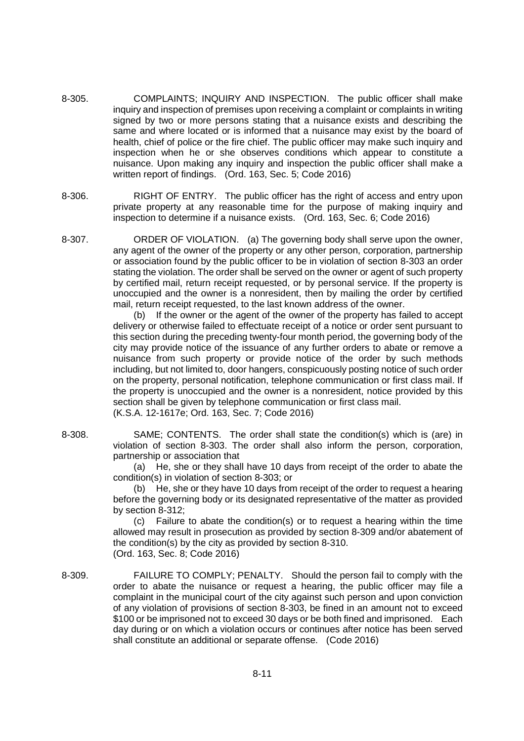8-305. COMPLAINTS; INQUIRY AND INSPECTION. The public officer shall make inquiry and inspection of premises upon receiving a complaint or complaints in writing signed by two or more persons stating that a nuisance exists and describing the same and where located or is informed that a nuisance may exist by the board of health, chief of police or the fire chief. The public officer may make such inquiry and inspection when he or she observes conditions which appear to constitute a nuisance. Upon making any inquiry and inspection the public officer shall make a written report of findings. (Ord. 163, Sec. 5; Code 2016)

8-306. RIGHT OF ENTRY. The public officer has the right of access and entry upon private property at any reasonable time for the purpose of making inquiry and inspection to determine if a nuisance exists. (Ord. 163, Sec. 6; Code 2016)

8-307. ORDER OF VIOLATION. (a) The governing body shall serve upon the owner, any agent of the owner of the property or any other person, corporation, partnership or association found by the public officer to be in violation of section 8-303 an order stating the violation. The order shall be served on the owner or agent of such property by certified mail, return receipt requested, or by personal service. If the property is unoccupied and the owner is a nonresident, then by mailing the order by certified mail, return receipt requested, to the last known address of the owner.

(b) If the owner or the agent of the owner of the property has failed to accept delivery or otherwise failed to effectuate receipt of a notice or order sent pursuant to this section during the preceding twenty-four month period, the governing body of the city may provide notice of the issuance of any further orders to abate or remove a nuisance from such property or provide notice of the order by such methods including, but not limited to, door hangers, conspicuously posting notice of such order on the property, personal notification, telephone communication or first class mail. If the property is unoccupied and the owner is a nonresident, notice provided by this section shall be given by telephone communication or first class mail.
(K.S.A. 12-1617e; Ord. 163, Sec. 7; Code 2016)

8-308. SAME; CONTENTS. The order shall state the condition(s) which is (are) in violation of section 8-303. The order shall also inform the person, corporation, partnership or association that

(a) He, she or they shall have 10 days from receipt of the order to abate the condition(s) in violation of section 8-303; or

(b) He, she or they have 10 days from receipt of the order to request a hearing before the governing body or its designated representative of the matter as provided by section 8-312;

(c) Failure to abate the condition(s) or to request a hearing within the time allowed may result in prosecution as provided by section 8-309 and/or abatement of the condition(s) by the city as provided by section 8-310.
(Ord. 163, Sec. 8; Code 2016)

8-309. FAILURE TO COMPLY; PENALTY. Should the person fail to comply with the order to abate the nuisance or request a hearing, the public officer may file a complaint in the municipal court of the city against such person and upon conviction of any violation of provisions of section 8-303, be fined in an amount not to exceed \$100 or be imprisoned not to exceed 30 days or be both fined and imprisoned. Each day during or on which a violation occurs or continues after notice has been served shall constitute an additional or separate offense. (Code 2016)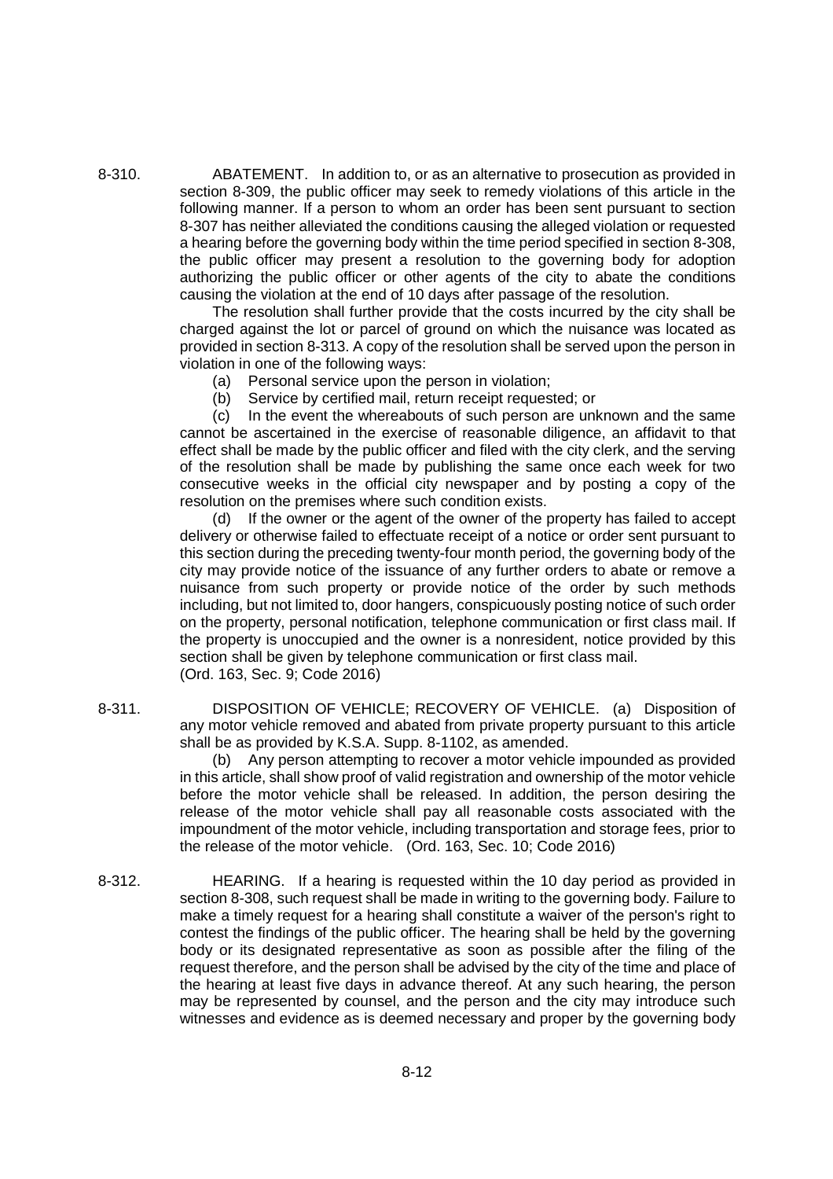8-310. ABATEMENT. In addition to, or as an alternative to prosecution as provided in section 8-309, the public officer may seek to remedy violations of this article in the following manner. If a person to whom an order has been sent pursuant to section 8-307 has neither alleviated the conditions causing the alleged violation or requested a hearing before the governing body within the time period specified in section 8-308, the public officer may present a resolution to the governing body for adoption authorizing the public officer or other agents of the city to abate the conditions causing the violation at the end of 10 days after passage of the resolution.

The resolution shall further provide that the costs incurred by the city shall be charged against the lot or parcel of ground on which the nuisance was located as provided in section 8-313. A copy of the resolution shall be served upon the person in violation in one of the following ways:

(a) Personal service upon the person in violation;

(b) Service by certified mail, return receipt requested; or

(c) In the event the whereabouts of such person are unknown and the same cannot be ascertained in the exercise of reasonable diligence, an affidavit to that effect shall be made by the public officer and filed with the city clerk, and the serving of the resolution shall be made by publishing the same once each week for two consecutive weeks in the official city newspaper and by posting a copy of the resolution on the premises where such condition exists.

(d) If the owner or the agent of the owner of the property has failed to accept delivery or otherwise failed to effectuate receipt of a notice or order sent pursuant to this section during the preceding twenty-four month period, the governing body of the city may provide notice of the issuance of any further orders to abate or remove a nuisance from such property or provide notice of the order by such methods including, but not limited to, door hangers, conspicuously posting notice of such order on the property, personal notification, telephone communication or first class mail. If the property is unoccupied and the owner is a nonresident, notice provided by this section shall be given by telephone communication or first class mail.
(Ord. 163, Sec. 9; Code 2016)

8-311. DISPOSITION OF VEHICLE; RECOVERY OF VEHICLE. (a) Disposition of any motor vehicle removed and abated from private property pursuant to this article shall be as provided by K.S.A. Supp. 8-1102, as amended.

(b) Any person attempting to recover a motor vehicle impounded as provided in this article, shall show proof of valid registration and ownership of the motor vehicle before the motor vehicle shall be released. In addition, the person desiring the release of the motor vehicle shall pay all reasonable costs associated with the impoundment of the motor vehicle, including transportation and storage fees, prior to the release of the motor vehicle. (Ord. 163, Sec. 10; Code 2016)

8-312. HEARING. If a hearing is requested within the 10 day period as provided in section 8-308, such request shall be made in writing to the governing body. Failure to make a timely request for a hearing shall constitute a waiver of the person's right to contest the findings of the public officer. The hearing shall be held by the governing body or its designated representative as soon as possible after the filing of the request therefore, and the person shall be advised by the city of the time and place of the hearing at least five days in advance thereof. At any such hearing, the person may be represented by counsel, and the person and the city may introduce such witnesses and evidence as is deemed necessary and proper by the governing body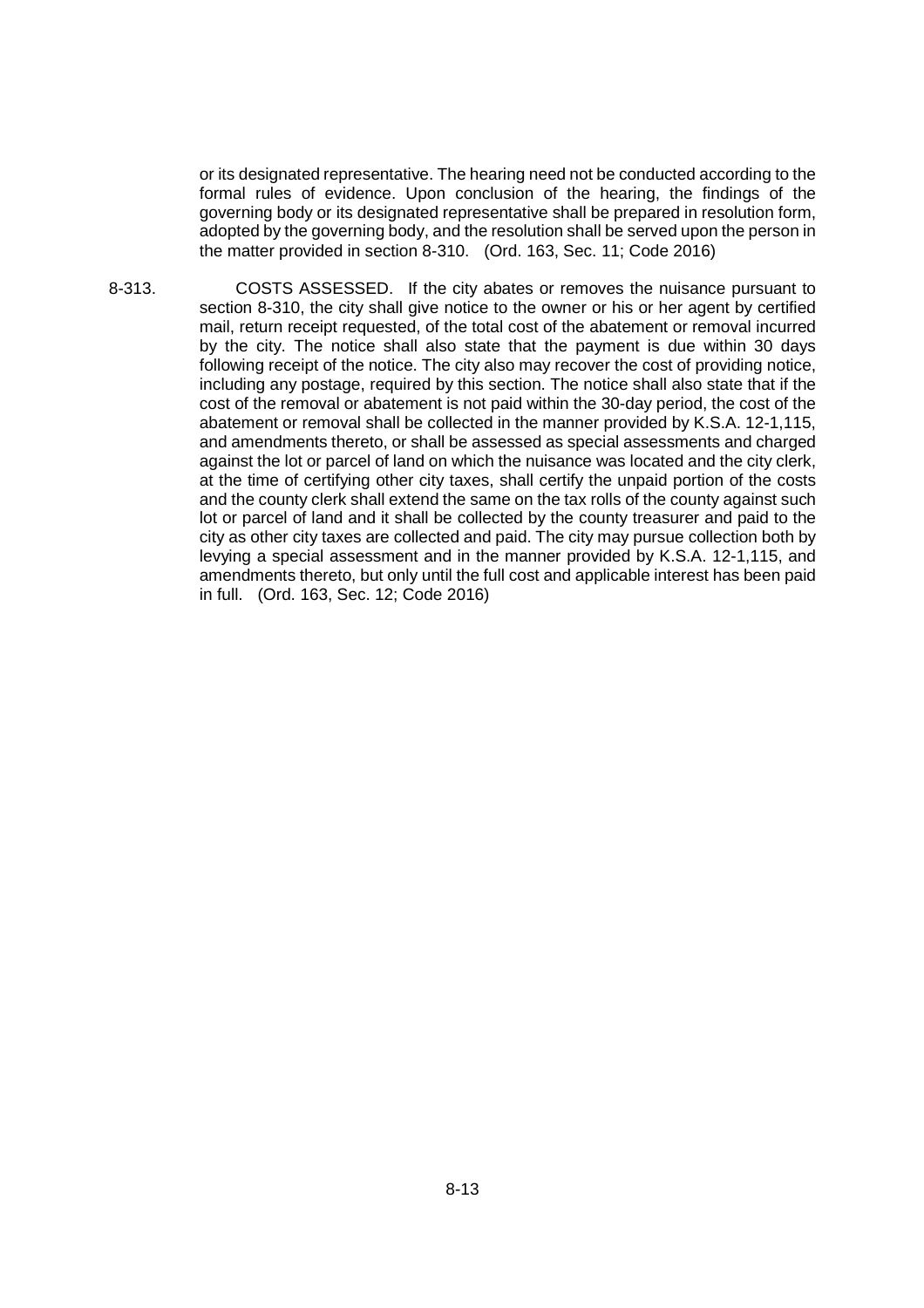or its designated representative. The hearing need not be conducted according to the formal rules of evidence. Upon conclusion of the hearing, the findings of the governing body or its designated representative shall be prepared in resolution form, adopted by the governing body, and the resolution shall be served upon the person in the matter provided in section 8-310. (Ord. 163, Sec. 11; Code 2016)

8-313. COSTS ASSESSED. If the city abates or removes the nuisance pursuant to section 8-310, the city shall give notice to the owner or his or her agent by certified mail, return receipt requested, of the total cost of the abatement or removal incurred by the city. The notice shall also state that the payment is due within 30 days following receipt of the notice. The city also may recover the cost of providing notice, including any postage, required by this section. The notice shall also state that if the cost of the removal or abatement is not paid within the 30-day period, the cost of the abatement or removal shall be collected in the manner provided by K.S.A. 12-1,115, and amendments thereto, or shall be assessed as special assessments and charged against the lot or parcel of land on which the nuisance was located and the city clerk, at the time of certifying other city taxes, shall certify the unpaid portion of the costs and the county clerk shall extend the same on the tax rolls of the county against such lot or parcel of land and it shall be collected by the county treasurer and paid to the city as other city taxes are collected and paid. The city may pursue collection both by levying a special assessment and in the manner provided by K.S.A. 12-1,115, and amendments thereto, but only until the full cost and applicable interest has been paid in full. (Ord. 163, Sec. 12; Code 2016)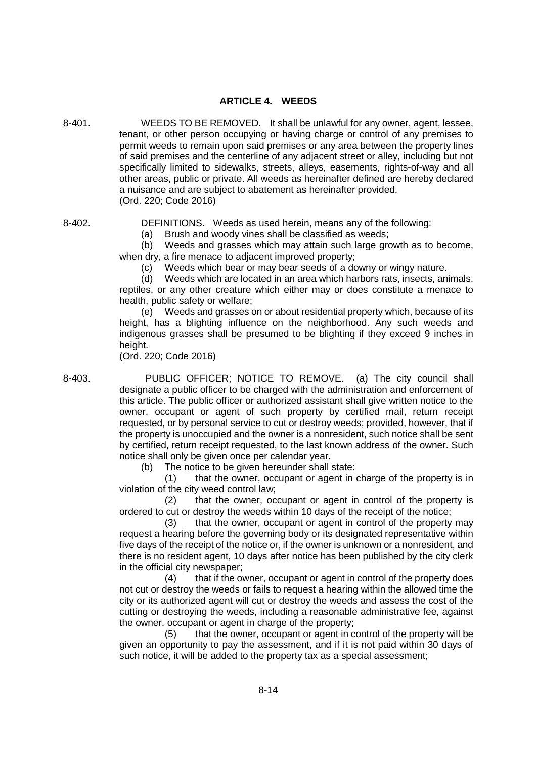## ARTICLE 4. WEEDS

8-401. WEEDS TO BE REMOVED. It shall be unlawful for any owner, agent, lessee, tenant, or other person occupying or having charge or control of any premises to permit weeds to remain upon said premises or any area between the property lines of said premises and the centerline of any adjacent street or alley, including but not specifically limited to sidewalks, streets, alleys, easements, rights-of-way and all other areas, public or private. All weeds as hereinafter defined are hereby declared a nuisance and are subject to abatement as hereinafter provided.
(Ord. 220; Code 2016)

8-402. DEFINITIONS. Weeds as used herein, means any of the following:

(a) Brush and woody vines shall be classified as weeds;

(b) Weeds and grasses which may attain such large growth as to become, when dry, a fire menace to adjacent improved property;

(c) Weeds which bear or may bear seeds of a downy or wingy nature.

(d) Weeds which are located in an area which harbors rats, insects, animals, reptiles, or any other creature which either may or does constitute a menace to health, public safety or welfare;

(e) Weeds and grasses on or about residential property which, because of its height, has a blighting influence on the neighborhood. Any such weeds and indigenous grasses shall be presumed to be blighting if they exceed 9 inches in height.

(Ord. 220; Code 2016)

8-403. PUBLIC OFFICER; NOTICE TO REMOVE. (a) The city council shall designate a public officer to be charged with the administration and enforcement of this article. The public officer or authorized assistant shall give written notice to the owner, occupant or agent of such property by certified mail, return receipt requested, or by personal service to cut or destroy weeds; provided, however, that if the property is unoccupied and the owner is a nonresident, such notice shall be sent by certified, return receipt requested, to the last known address of the owner. Such notice shall only be given once per calendar year.

(b) The notice to be given hereunder shall state:

(1) that the owner, occupant or agent in charge of the property is in violation of the city weed control law;

(2) that the owner, occupant or agent in control of the property is ordered to cut or destroy the weeds within 10 days of the receipt of the notice;

(3) that the owner, occupant or agent in control of the property may request a hearing before the governing body or its designated representative within five days of the receipt of the notice or, if the owner is unknown or a nonresident, and there is no resident agent, 10 days after notice has been published by the city clerk in the official city newspaper;

(4) that if the owner, occupant or agent in control of the property does not cut or destroy the weeds or fails to request a hearing within the allowed time the city or its authorized agent will cut or destroy the weeds and assess the cost of the cutting or destroying the weeds, including a reasonable administrative fee, against the owner, occupant or agent in charge of the property;

(5) that the owner, occupant or agent in control of the property will be given an opportunity to pay the assessment, and if it is not paid within 30 days of such notice, it will be added to the property tax as a special assessment;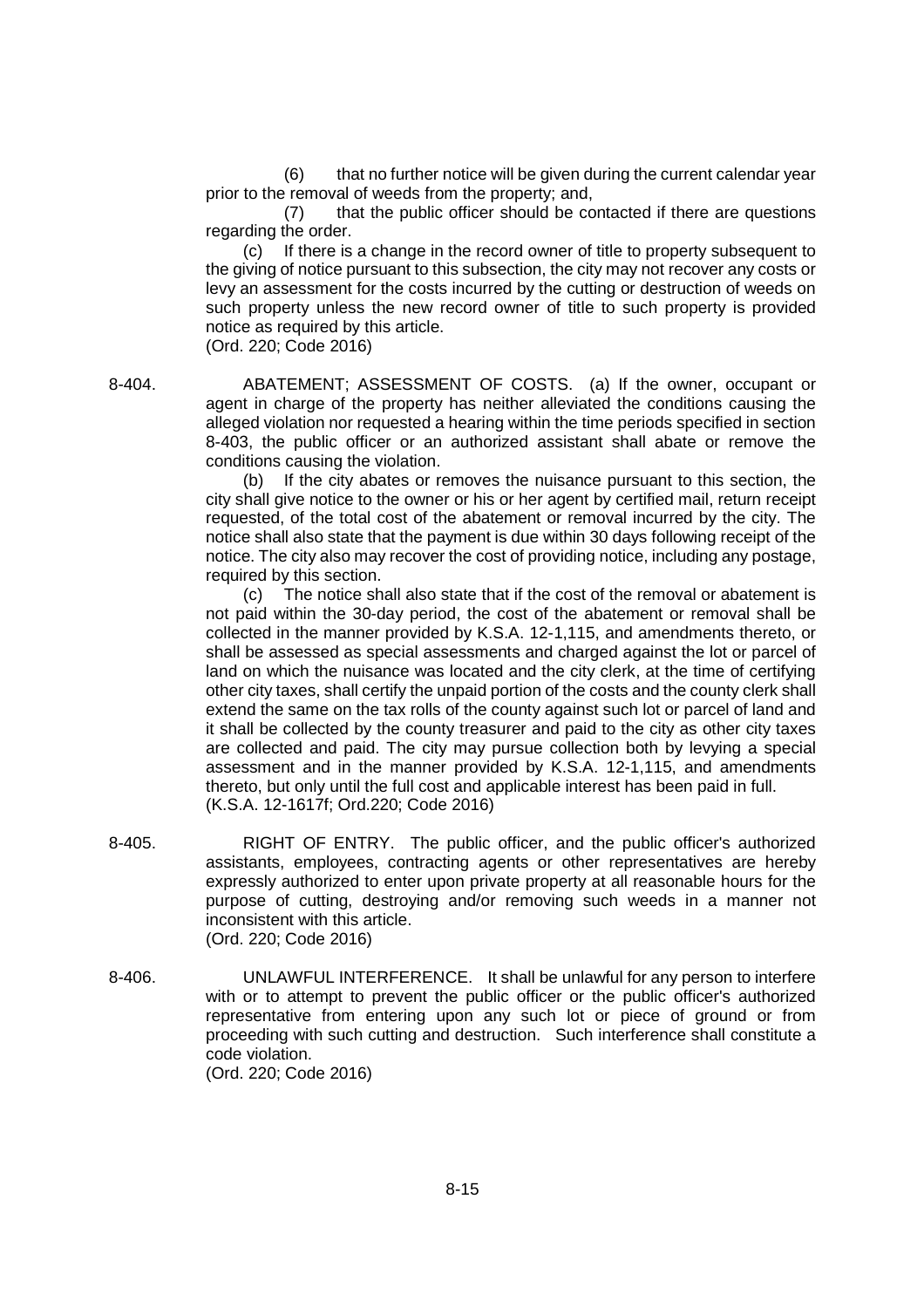(6) that no further notice will be given during the current calendar year prior to the removal of weeds from the property; and,

(7) that the public officer should be contacted if there are questions regarding the order.

(c) If there is a change in the record owner of title to property subsequent to the giving of notice pursuant to this subsection, the city may not recover any costs or levy an assessment for the costs incurred by the cutting or destruction of weeds on such property unless the new record owner of title to such property is provided notice as required by this article.
(Ord. 220; Code 2016)

8-404. ABATEMENT; ASSESSMENT OF COSTS. (a) If the owner, occupant or agent in charge of the property has neither alleviated the conditions causing the alleged violation nor requested a hearing within the time periods specified in section 8-403, the public officer or an authorized assistant shall abate or remove the conditions causing the violation.

(b) If the city abates or removes the nuisance pursuant to this section, the city shall give notice to the owner or his or her agent by certified mail, return receipt requested, of the total cost of the abatement or removal incurred by the city. The notice shall also state that the payment is due within 30 days following receipt of the notice. The city also may recover the cost of providing notice, including any postage, required by this section.

(c) The notice shall also state that if the cost of the removal or abatement is not paid within the 30-day period, the cost of the abatement or removal shall be collected in the manner provided by K.S.A. 12-1,115, and amendments thereto, or shall be assessed as special assessments and charged against the lot or parcel of land on which the nuisance was located and the city clerk, at the time of certifying other city taxes, shall certify the unpaid portion of the costs and the county clerk shall extend the same on the tax rolls of the county against such lot or parcel of land and it shall be collected by the county treasurer and paid to the city as other city taxes are collected and paid. The city may pursue collection both by levying a special assessment and in the manner provided by K.S.A. 12-1,115, and amendments thereto, but only until the full cost and applicable interest has been paid in full.
(K.S.A. 12-1617f; Ord.220; Code 2016)

8-405. RIGHT OF ENTRY. The public officer, and the public officer's authorized assistants, employees, contracting agents or other representatives are hereby expressly authorized to enter upon private property at all reasonable hours for the purpose of cutting, destroying and/or removing such weeds in a manner not inconsistent with this article.
(Ord. 220; Code 2016)

8-406. UNLAWFUL INTERFERENCE. It shall be unlawful for any person to interfere with or to attempt to prevent the public officer or the public officer's authorized representative from entering upon any such lot or piece of ground or from proceeding with such cutting and destruction. Such interference shall constitute a code violation.
(Ord. 220; Code 2016)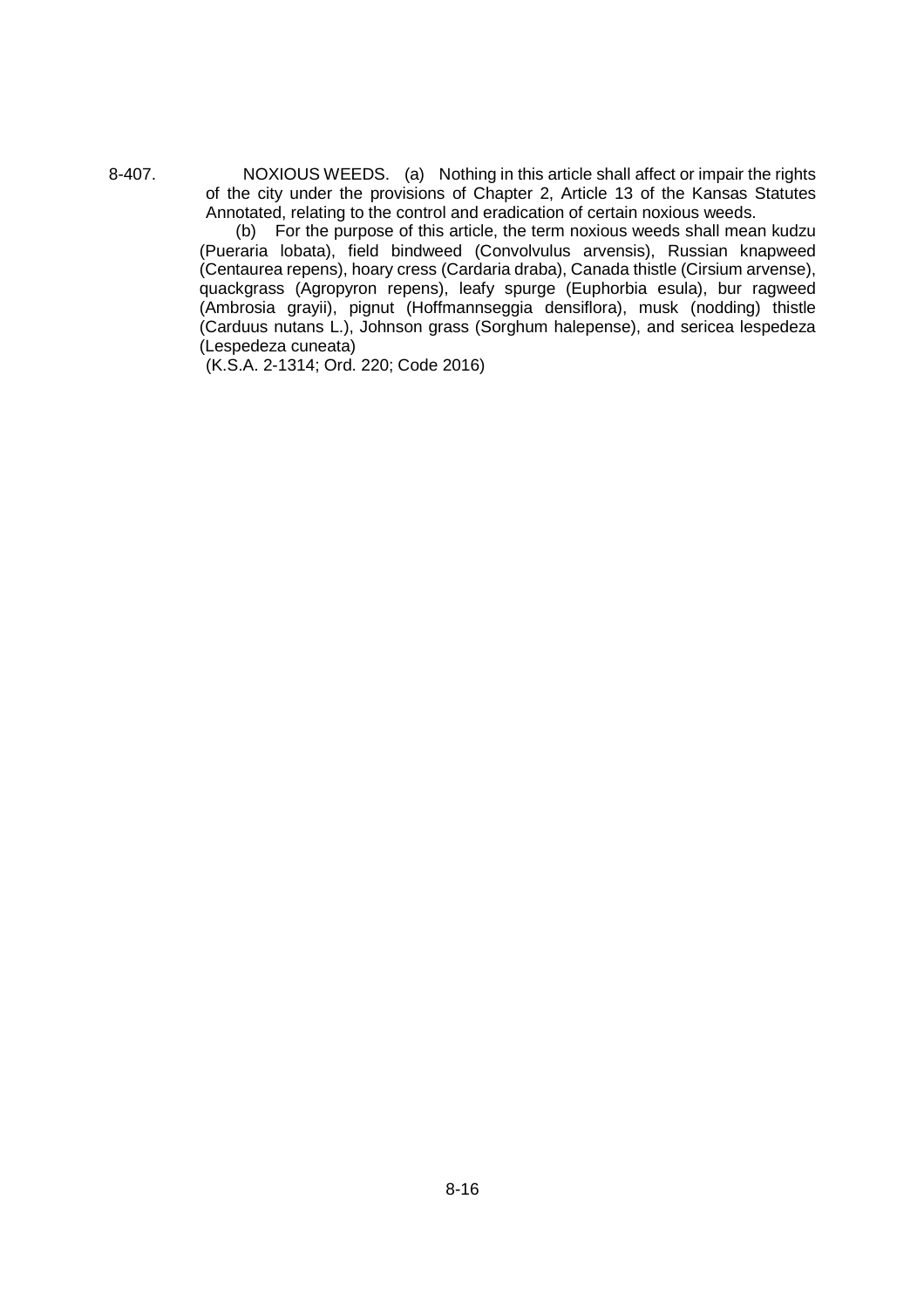8-407. NOXIOUS WEEDS. (a) Nothing in this article shall affect or impair the rights of the city under the provisions of Chapter 2, Article 13 of the Kansas Statutes Annotated, relating to the control and eradication of certain noxious weeds.

(b) For the purpose of this article, the term noxious weeds shall mean kudzu (Pueraria lobata), field bindweed (Convolvulus arvensis), Russian knapweed (Centaurea repens), hoary cress (Cardaria draba), Canada thistle (Cirsium arvense), quackgrass (Agropyron repens), leafy spurge (Euphorbia esula), bur ragweed (Ambrosia grayii), pignut (Hoffmannseggia densiflora), musk (nodding) thistle (Carduus nutans L.), Johnson grass (Sorghum halepense), and sericea lespedeza (Lespedeza cuneata)

(K.S.A. 2-1314; Ord. 220; Code 2016)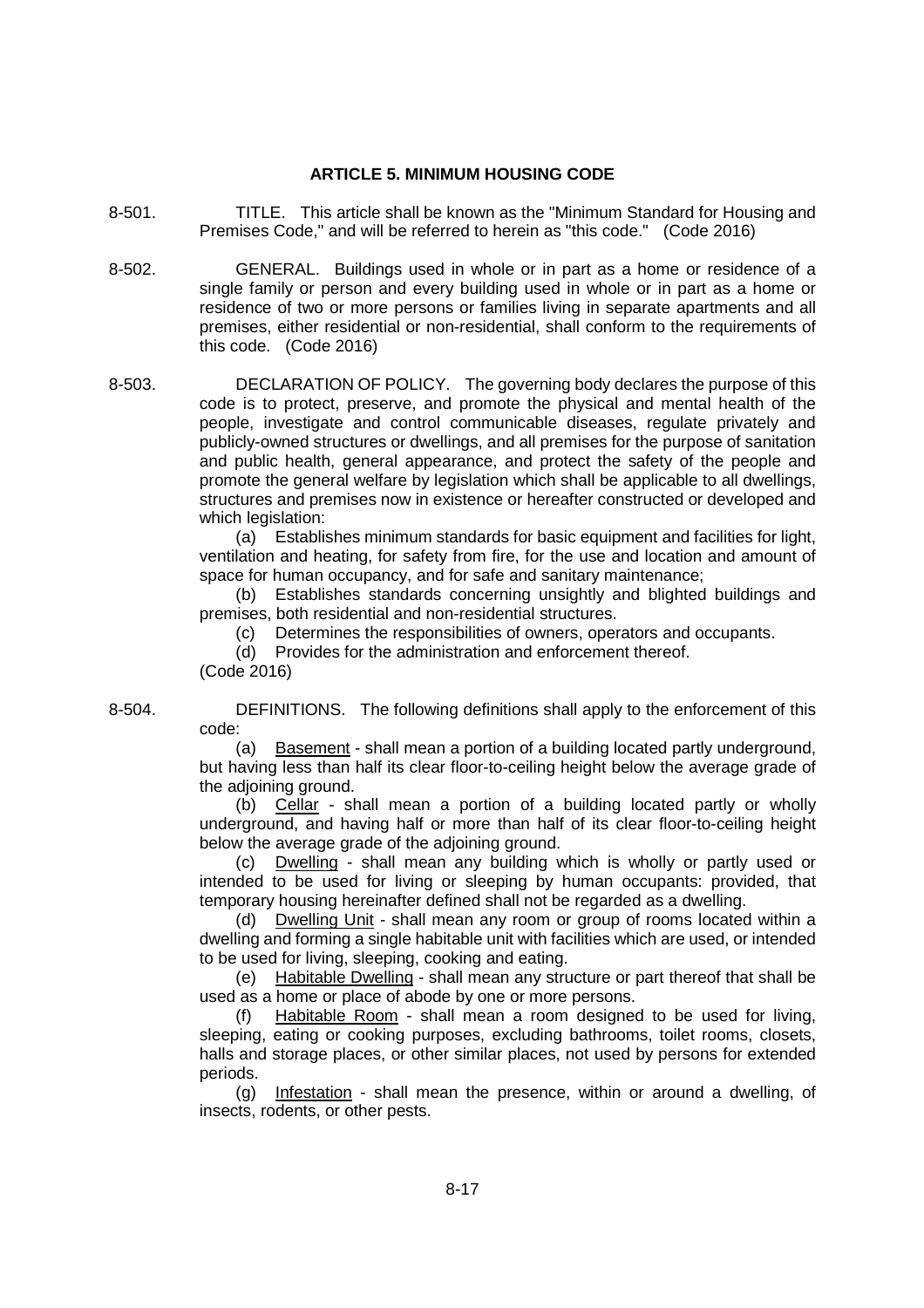## ARTICLE 5. MINIMUM HOUSING CODE

8-501. TITLE. This article shall be known as the "Minimum Standard for Housing and Premises Code," and will be referred to herein as "this code." (Code 2016)

8-502. GENERAL. Buildings used in whole or in part as a home or residence of a single family or person and every building used in whole or in part as a home or residence of two or more persons or families living in separate apartments and all premises, either residential or non-residential, shall conform to the requirements of this code. (Code 2016)

8-503. DECLARATION OF POLICY. The governing body declares the purpose of this code is to protect, preserve, and promote the physical and mental health of the people, investigate and control communicable diseases, regulate privately and publicly-owned structures or dwellings, and all premises for the purpose of sanitation and public health, general appearance, and protect the safety of the people and promote the general welfare by legislation which shall be applicable to all dwellings, structures and premises now in existence or hereafter constructed or developed and which legislation:

(a) Establishes minimum standards for basic equipment and facilities for light, ventilation and heating, for safety from fire, for the use and location and amount of space for human occupancy, and for safe and sanitary maintenance;

(b) Establishes standards concerning unsightly and blighted buildings and premises, both residential and non-residential structures.

(c) Determines the responsibilities of owners, operators and occupants.

(d) Provides for the administration and enforcement thereof.

(Code 2016)

8-504. DEFINITIONS. The following definitions shall apply to the enforcement of this code:

(a) Basement - shall mean a portion of a building located partly underground, but having less than half its clear floor-to-ceiling height below the average grade of the adjoining ground.

(b) Cellar - shall mean a portion of a building located partly or wholly underground, and having half or more than half of its clear floor-to-ceiling height below the average grade of the adjoining ground.

(c) Dwelling - shall mean any building which is wholly or partly used or intended to be used for living or sleeping by human occupants: provided, that temporary housing hereinafter defined shall not be regarded as a dwelling.

(d) Dwelling Unit - shall mean any room or group of rooms located within a dwelling and forming a single habitable unit with facilities which are used, or intended to be used for living, sleeping, cooking and eating.

(e) Habitable Dwelling - shall mean any structure or part thereof that shall be used as a home or place of abode by one or more persons.

(f) Habitable Room - shall mean a room designed to be used for living, sleeping, eating or cooking purposes, excluding bathrooms, toilet rooms, closets, halls and storage places, or other similar places, not used by persons for extended periods.

(g) Infestation - shall mean the presence, within or around a dwelling, of insects, rodents, or other pests.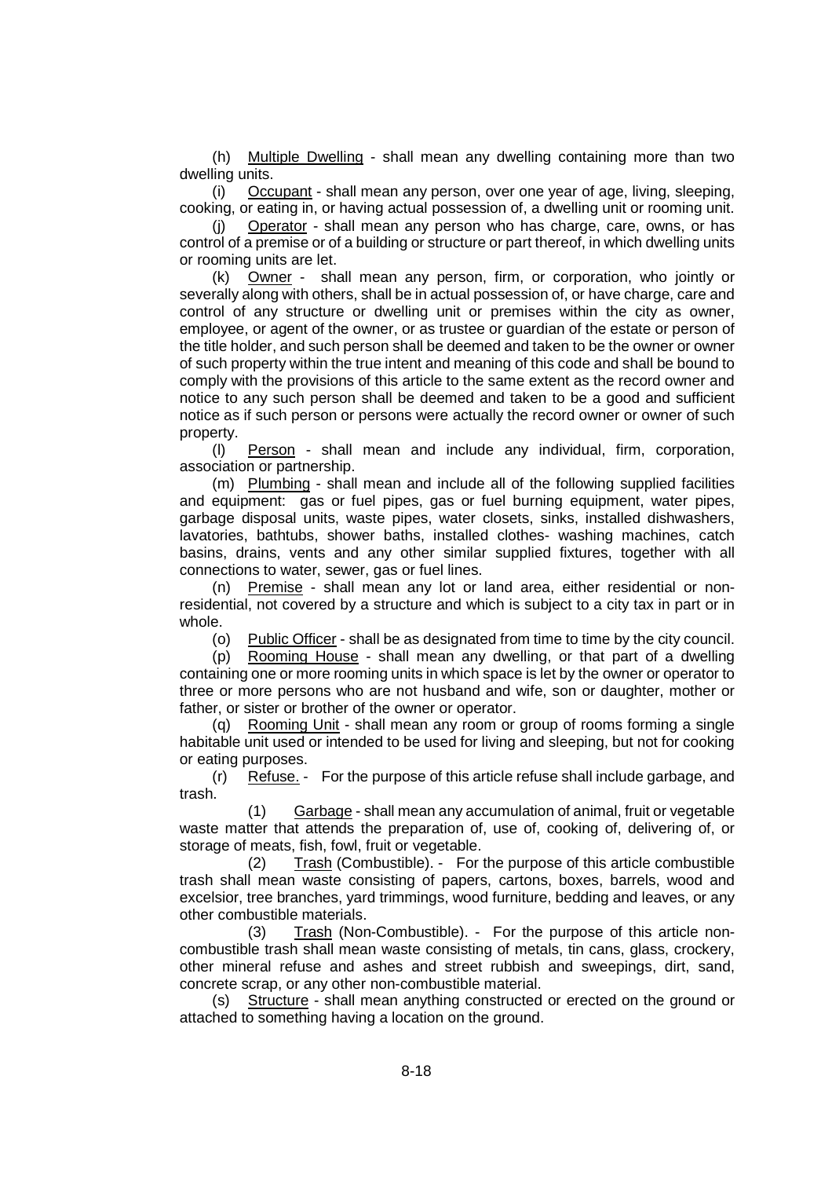(h) Multiple Dwelling - shall mean any dwelling containing more than two dwelling units.

(i) Occupant - shall mean any person, over one year of age, living, sleeping, cooking, or eating in, or having actual possession of, a dwelling unit or rooming unit.

(j) Operator - shall mean any person who has charge, care, owns, or has control of a premise or of a building or structure or part thereof, in which dwelling units or rooming units are let.

(k) Owner - shall mean any person, firm, or corporation, who jointly or severally along with others, shall be in actual possession of, or have charge, care and control of any structure or dwelling unit or premises within the city as owner, employee, or agent of the owner, or as trustee or guardian of the estate or person of the title holder, and such person shall be deemed and taken to be the owner or owner of such property within the true intent and meaning of this code and shall be bound to comply with the provisions of this article to the same extent as the record owner and notice to any such person shall be deemed and taken to be a good and sufficient notice as if such person or persons were actually the record owner or owner of such property.

(l) Person - shall mean and include any individual, firm, corporation, association or partnership.

(m) Plumbing - shall mean and include all of the following supplied facilities and equipment: gas or fuel pipes, gas or fuel burning equipment, water pipes, garbage disposal units, waste pipes, water closets, sinks, installed dishwashers, lavatories, bathtubs, shower baths, installed clothes- washing machines, catch basins, drains, vents and any other similar supplied fixtures, together with all connections to water, sewer, gas or fuel lines.

(n) Premise - shall mean any lot or land area, either residential or non-residential, not covered by a structure and which is subject to a city tax in part or in whole.

(o) Public Officer - shall be as designated from time to time by the city council.

(p) Rooming House - shall mean any dwelling, or that part of a dwelling containing one or more rooming units in which space is let by the owner or operator to three or more persons who are not husband and wife, son or daughter, mother or father, or sister or brother of the owner or operator.

(q) Rooming Unit - shall mean any room or group of rooms forming a single habitable unit used or intended to be used for living and sleeping, but not for cooking or eating purposes.

(r) Refuse. - For the purpose of this article refuse shall include garbage, and trash.

(1) Garbage - shall mean any accumulation of animal, fruit or vegetable waste matter that attends the preparation of, use of, cooking of, delivering of, or storage of meats, fish, fowl, fruit or vegetable.

(2) Trash (Combustible). - For the purpose of this article combustible trash shall mean waste consisting of papers, cartons, boxes, barrels, wood and excelsior, tree branches, yard trimmings, wood furniture, bedding and leaves, or any other combustible materials.

(3) Trash (Non-Combustible). - For the purpose of this article non-combustible trash shall mean waste consisting of metals, tin cans, glass, crockery, other mineral refuse and ashes and street rubbish and sweepings, dirt, sand, concrete scrap, or any other non-combustible material.

(s) Structure - shall mean anything constructed or erected on the ground or attached to something having a location on the ground.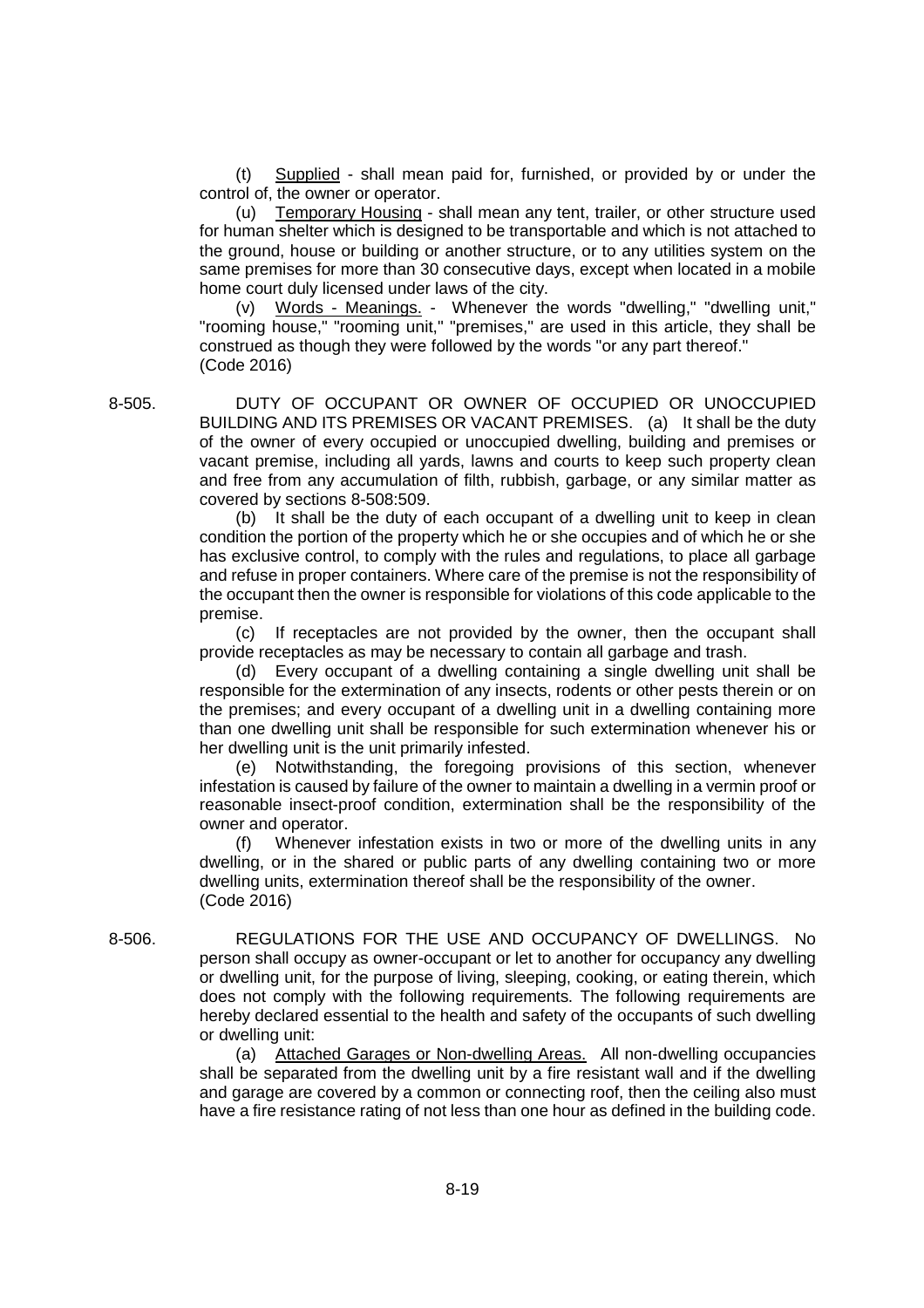(t) Supplied - shall mean paid for, furnished, or provided by or under the control of, the owner or operator.

(u) Temporary Housing - shall mean any tent, trailer, or other structure used for human shelter which is designed to be transportable and which is not attached to the ground, house or building or another structure, or to any utilities system on the same premises for more than 30 consecutive days, except when located in a mobile home court duly licensed under laws of the city.

(v) Words - Meanings. - Whenever the words "dwelling," "dwelling unit," "rooming house," "rooming unit," "premises," are used in this article, they shall be construed as though they were followed by the words "or any part thereof."
(Code 2016)

8-505. DUTY OF OCCUPANT OR OWNER OF OCCUPIED OR UNOCCUPIED BUILDING AND ITS PREMISES OR VACANT PREMISES. (a) It shall be the duty of the owner of every occupied or unoccupied dwelling, building and premises or vacant premise, including all yards, lawns and courts to keep such property clean and free from any accumulation of filth, rubbish, garbage, or any similar matter as covered by sections 8-508:509.

(b) It shall be the duty of each occupant of a dwelling unit to keep in clean condition the portion of the property which he or she occupies and of which he or she has exclusive control, to comply with the rules and regulations, to place all garbage and refuse in proper containers. Where care of the premise is not the responsibility of the occupant then the owner is responsible for violations of this code applicable to the premise.

(c) If receptacles are not provided by the owner, then the occupant shall provide receptacles as may be necessary to contain all garbage and trash.

(d) Every occupant of a dwelling containing a single dwelling unit shall be responsible for the extermination of any insects, rodents or other pests therein or on the premises; and every occupant of a dwelling unit in a dwelling containing more than one dwelling unit shall be responsible for such extermination whenever his or her dwelling unit is the unit primarily infested.

(e) Notwithstanding, the foregoing provisions of this section, whenever infestation is caused by failure of the owner to maintain a dwelling in a vermin proof or reasonable insect-proof condition, extermination shall be the responsibility of the owner and operator.

(f) Whenever infestation exists in two or more of the dwelling units in any dwelling, or in the shared or public parts of any dwelling containing two or more dwelling units, extermination thereof shall be the responsibility of the owner.
(Code 2016)

8-506. REGULATIONS FOR THE USE AND OCCUPANCY OF DWELLINGS. No person shall occupy as owner-occupant or let to another for occupancy any dwelling or dwelling unit, for the purpose of living, sleeping, cooking, or eating therein, which does not comply with the following requirements. The following requirements are hereby declared essential to the health and safety of the occupants of such dwelling or dwelling unit:

(a) Attached Garages or Non-dwelling Areas. All non-dwelling occupancies shall be separated from the dwelling unit by a fire resistant wall and if the dwelling and garage are covered by a common or connecting roof, then the ceiling also must have a fire resistance rating of not less than one hour as defined in the building code.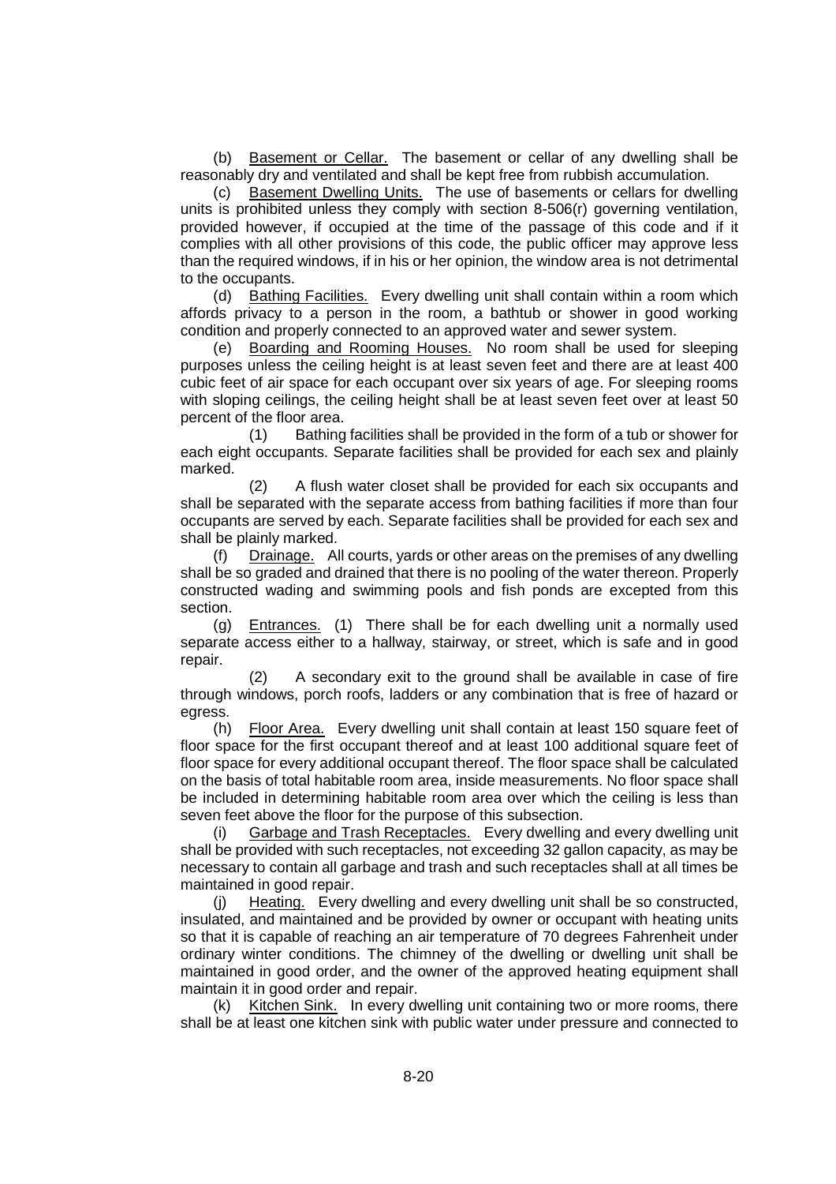(b) Basement or Cellar. The basement or cellar of any dwelling shall be reasonably dry and ventilated and shall be kept free from rubbish accumulation.

(c) Basement Dwelling Units. The use of basements or cellars for dwelling units is prohibited unless they comply with section 8-506(r) governing ventilation, provided however, if occupied at the time of the passage of this code and if it complies with all other provisions of this code, the public officer may approve less than the required windows, if in his or her opinion, the window area is not detrimental to the occupants.

(d) Bathing Facilities. Every dwelling unit shall contain within a room which affords privacy to a person in the room, a bathtub or shower in good working condition and properly connected to an approved water and sewer system.

(e) Boarding and Rooming Houses. No room shall be used for sleeping purposes unless the ceiling height is at least seven feet and there are at least 400 cubic feet of air space for each occupant over six years of age. For sleeping rooms with sloping ceilings, the ceiling height shall be at least seven feet over at least 50 percent of the floor area.

(1) Bathing facilities shall be provided in the form of a tub or shower for each eight occupants. Separate facilities shall be provided for each sex and plainly marked.

(2) A flush water closet shall be provided for each six occupants and shall be separated with the separate access from bathing facilities if more than four occupants are served by each. Separate facilities shall be provided for each sex and shall be plainly marked.

(f) Drainage. All courts, yards or other areas on the premises of any dwelling shall be so graded and drained that there is no pooling of the water thereon. Properly constructed wading and swimming pools and fish ponds are excepted from this section.

(g) Entrances. (1) There shall be for each dwelling unit a normally used separate access either to a hallway, stairway, or street, which is safe and in good repair.

(2) A secondary exit to the ground shall be available in case of fire through windows, porch roofs, ladders or any combination that is free of hazard or egress.

(h) Floor Area. Every dwelling unit shall contain at least 150 square feet of floor space for the first occupant thereof and at least 100 additional square feet of floor space for every additional occupant thereof. The floor space shall be calculated on the basis of total habitable room area, inside measurements. No floor space shall be included in determining habitable room area over which the ceiling is less than seven feet above the floor for the purpose of this subsection.

(i) Garbage and Trash Receptacles. Every dwelling and every dwelling unit shall be provided with such receptacles, not exceeding 32 gallon capacity, as may be necessary to contain all garbage and trash and such receptacles shall at all times be maintained in good repair.

(j) Heating. Every dwelling and every dwelling unit shall be so constructed, insulated, and maintained and be provided by owner or occupant with heating units so that it is capable of reaching an air temperature of 70 degrees Fahrenheit under ordinary winter conditions. The chimney of the dwelling or dwelling unit shall be maintained in good order, and the owner of the approved heating equipment shall maintain it in good order and repair.

(k) Kitchen Sink. In every dwelling unit containing two or more rooms, there shall be at least one kitchen sink with public water under pressure and connected to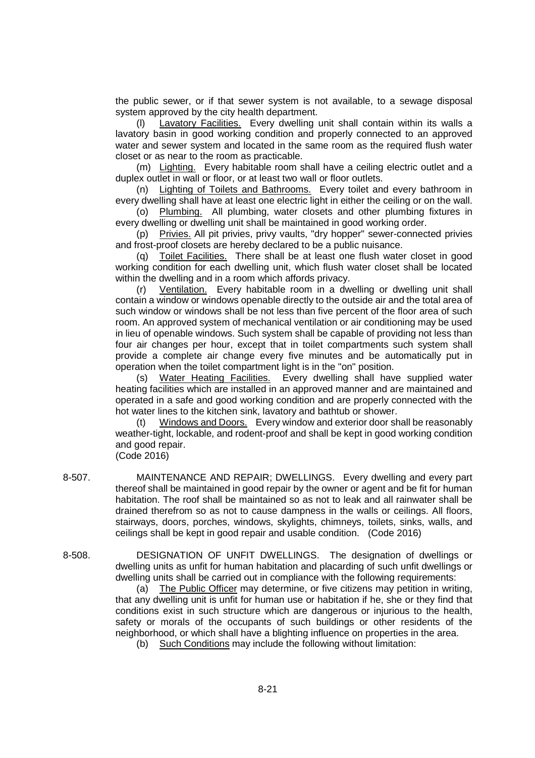the public sewer, or if that sewer system is not available, to a sewage disposal system approved by the city health department.

(l) Lavatory Facilities. Every dwelling unit shall contain within its walls a lavatory basin in good working condition and properly connected to an approved water and sewer system and located in the same room as the required flush water closet or as near to the room as practicable.

(m) Lighting. Every habitable room shall have a ceiling electric outlet and a duplex outlet in wall or floor, or at least two wall or floor outlets.

(n) Lighting of Toilets and Bathrooms. Every toilet and every bathroom in every dwelling shall have at least one electric light in either the ceiling or on the wall.

(o) Plumbing. All plumbing, water closets and other plumbing fixtures in every dwelling or dwelling unit shall be maintained in good working order.

(p) Privies. All pit privies, privy vaults, "dry hopper" sewer-connected privies and frost-proof closets are hereby declared to be a public nuisance.

(q) Toilet Facilities. There shall be at least one flush water closet in good working condition for each dwelling unit, which flush water closet shall be located within the dwelling and in a room which affords privacy.

(r) Ventilation. Every habitable room in a dwelling or dwelling unit shall contain a window or windows openable directly to the outside air and the total area of such window or windows shall be not less than five percent of the floor area of such room. An approved system of mechanical ventilation or air conditioning may be used in lieu of openable windows. Such system shall be capable of providing not less than four air changes per hour, except that in toilet compartments such system shall provide a complete air change every five minutes and be automatically put in operation when the toilet compartment light is in the "on" position.

(s) Water Heating Facilities. Every dwelling shall have supplied water heating facilities which are installed in an approved manner and are maintained and operated in a safe and good working condition and are properly connected with the hot water lines to the kitchen sink, lavatory and bathtub or shower.

(t) Windows and Doors. Every window and exterior door shall be reasonably weather-tight, lockable, and rodent-proof and shall be kept in good working condition and good repair.

(Code 2016)

8-507. MAINTENANCE AND REPAIR; DWELLINGS. Every dwelling and every part thereof shall be maintained in good repair by the owner or agent and be fit for human habitation. The roof shall be maintained so as not to leak and all rainwater shall be drained therefrom so as not to cause dampness in the walls or ceilings. All floors, stairways, doors, porches, windows, skylights, chimneys, toilets, sinks, walls, and ceilings shall be kept in good repair and usable condition. (Code 2016)

8-508. DESIGNATION OF UNFIT DWELLINGS. The designation of dwellings or dwelling units as unfit for human habitation and placarding of such unfit dwellings or dwelling units shall be carried out in compliance with the following requirements:

(a) The Public Officer may determine, or five citizens may petition in writing, that any dwelling unit is unfit for human use or habitation if he, she or they find that conditions exist in such structure which are dangerous or injurious to the health, safety or morals of the occupants of such buildings or other residents of the neighborhood, or which shall have a blighting influence on properties in the area.

(b) Such Conditions may include the following without limitation: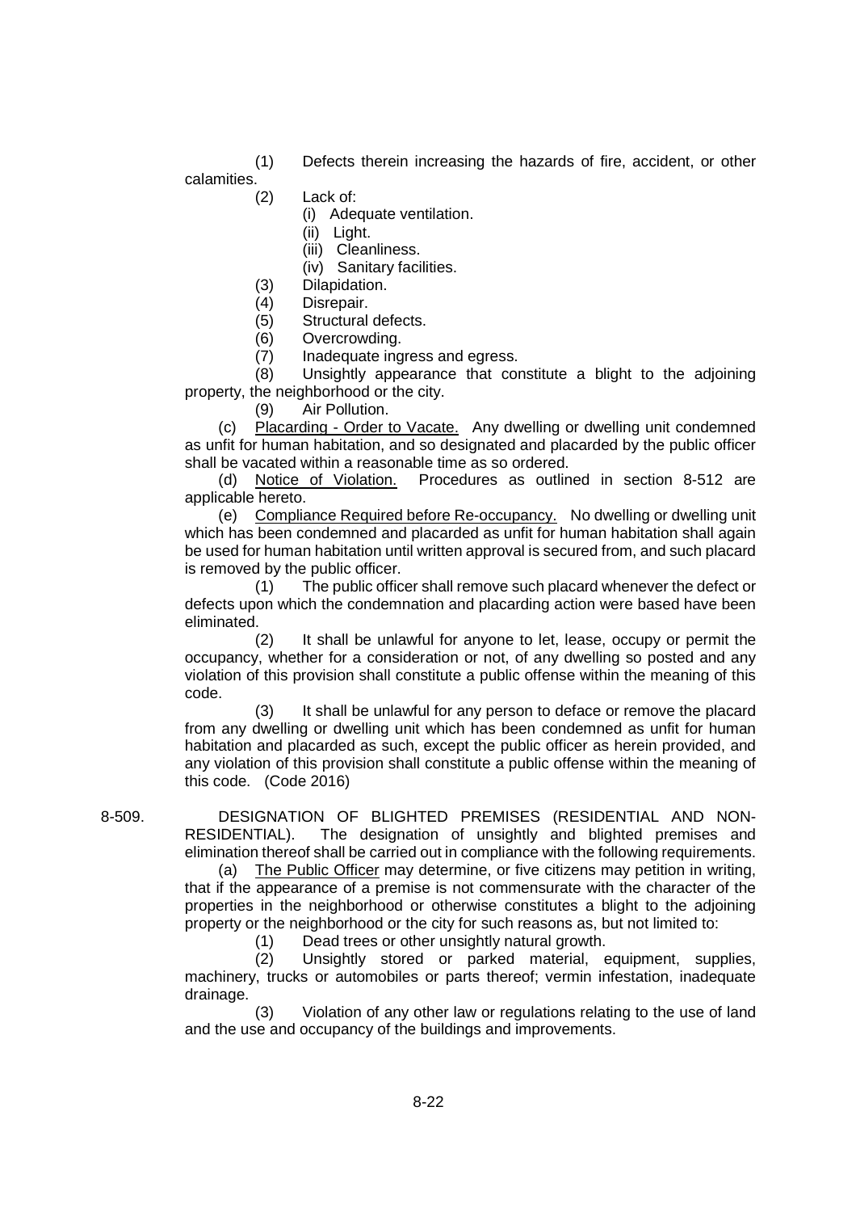(1) Defects therein increasing the hazards of fire, accident, or other calamities.

(2) Lack of:

(i) Adequate ventilation.

(ii) Light.

(iii) Cleanliness.

(iv) Sanitary facilities.

(3) Dilapidation.

(4) Disrepair.

(5) Structural defects.

(6) Overcrowding.

(7) Inadequate ingress and egress.

(8) Unsightly appearance that constitute a blight to the adjoining property, the neighborhood or the city.

(9) Air Pollution.

(c) Placarding - Order to Vacate. Any dwelling or dwelling unit condemned as unfit for human habitation, and so designated and placarded by the public officer shall be vacated within a reasonable time as so ordered.

(d) Notice of Violation. Procedures as outlined in section 8-512 are applicable hereto.

(e) Compliance Required before Re-occupancy. No dwelling or dwelling unit which has been condemned and placarded as unfit for human habitation shall again be used for human habitation until written approval is secured from, and such placard is removed by the public officer.

(1) The public officer shall remove such placard whenever the defect or defects upon which the condemnation and placarding action were based have been eliminated.

(2) It shall be unlawful for anyone to let, lease, occupy or permit the occupancy, whether for a consideration or not, of any dwelling so posted and any violation of this provision shall constitute a public offense within the meaning of this code.

(3) It shall be unlawful for any person to deface or remove the placard from any dwelling or dwelling unit which has been condemned as unfit for human habitation and placarded as such, except the public officer as herein provided, and any violation of this provision shall constitute a public offense within the meaning of this code. (Code 2016)

8-509. DESIGNATION OF BLIGHTED PREMISES (RESIDENTIAL AND NON-RESIDENTIAL). The designation of unsightly and blighted premises and elimination thereof shall be carried out in compliance with the following requirements.

(a) The Public Officer may determine, or five citizens may petition in writing, that if the appearance of a premise is not commensurate with the character of the properties in the neighborhood or otherwise constitutes a blight to the adjoining property or the neighborhood or the city for such reasons as, but not limited to:

(1) Dead trees or other unsightly natural growth.

(2) Unsightly stored or parked material, equipment, supplies, machinery, trucks or automobiles or parts thereof; vermin infestation, inadequate drainage.

(3) Violation of any other law or regulations relating to the use of land and the use and occupancy of the buildings and improvements.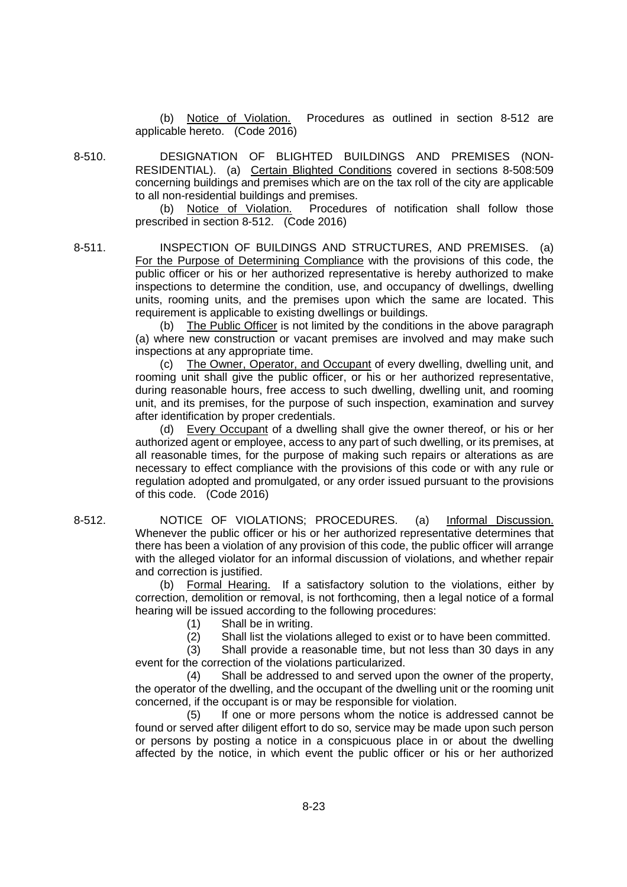(b) Notice of Violation. Procedures as outlined in section 8-512 are applicable hereto. (Code 2016)

8-510. DESIGNATION OF BLIGHTED BUILDINGS AND PREMISES (NON-RESIDENTIAL). (a) Certain Blighted Conditions covered in sections 8-508:509 concerning buildings and premises which are on the tax roll of the city are applicable to all non-residential buildings and premises.

(b) Notice of Violation. Procedures of notification shall follow those prescribed in section 8-512. (Code 2016)

8-511. INSPECTION OF BUILDINGS AND STRUCTURES, AND PREMISES. (a) For the Purpose of Determining Compliance with the provisions of this code, the public officer or his or her authorized representative is hereby authorized to make inspections to determine the condition, use, and occupancy of dwellings, dwelling units, rooming units, and the premises upon which the same are located. This requirement is applicable to existing dwellings or buildings.

(b) The Public Officer is not limited by the conditions in the above paragraph (a) where new construction or vacant premises are involved and may make such inspections at any appropriate time.

(c) The Owner, Operator, and Occupant of every dwelling, dwelling unit, and rooming unit shall give the public officer, or his or her authorized representative, during reasonable hours, free access to such dwelling, dwelling unit, and rooming unit, and its premises, for the purpose of such inspection, examination and survey after identification by proper credentials.

(d) Every Occupant of a dwelling shall give the owner thereof, or his or her authorized agent or employee, access to any part of such dwelling, or its premises, at all reasonable times, for the purpose of making such repairs or alterations as are necessary to effect compliance with the provisions of this code or with any rule or regulation adopted and promulgated, or any order issued pursuant to the provisions of this code. (Code 2016)

8-512. NOTICE OF VIOLATIONS; PROCEDURES. (a) Informal Discussion. Whenever the public officer or his or her authorized representative determines that there has been a violation of any provision of this code, the public officer will arrange with the alleged violator for an informal discussion of violations, and whether repair and correction is justified.

(b) Formal Hearing. If a satisfactory solution to the violations, either by correction, demolition or removal, is not forthcoming, then a legal notice of a formal hearing will be issued according to the following procedures:

(1) Shall be in writing.

(2) Shall list the violations alleged to exist or to have been committed.

(3) Shall provide a reasonable time, but not less than 30 days in any event for the correction of the violations particularized.

(4) Shall be addressed to and served upon the owner of the property, the operator of the dwelling, and the occupant of the dwelling unit or the rooming unit concerned, if the occupant is or may be responsible for violation.

(5) If one or more persons whom the notice is addressed cannot be found or served after diligent effort to do so, service may be made upon such person or persons by posting a notice in a conspicuous place in or about the dwelling affected by the notice, in which event the public officer or his or her authorized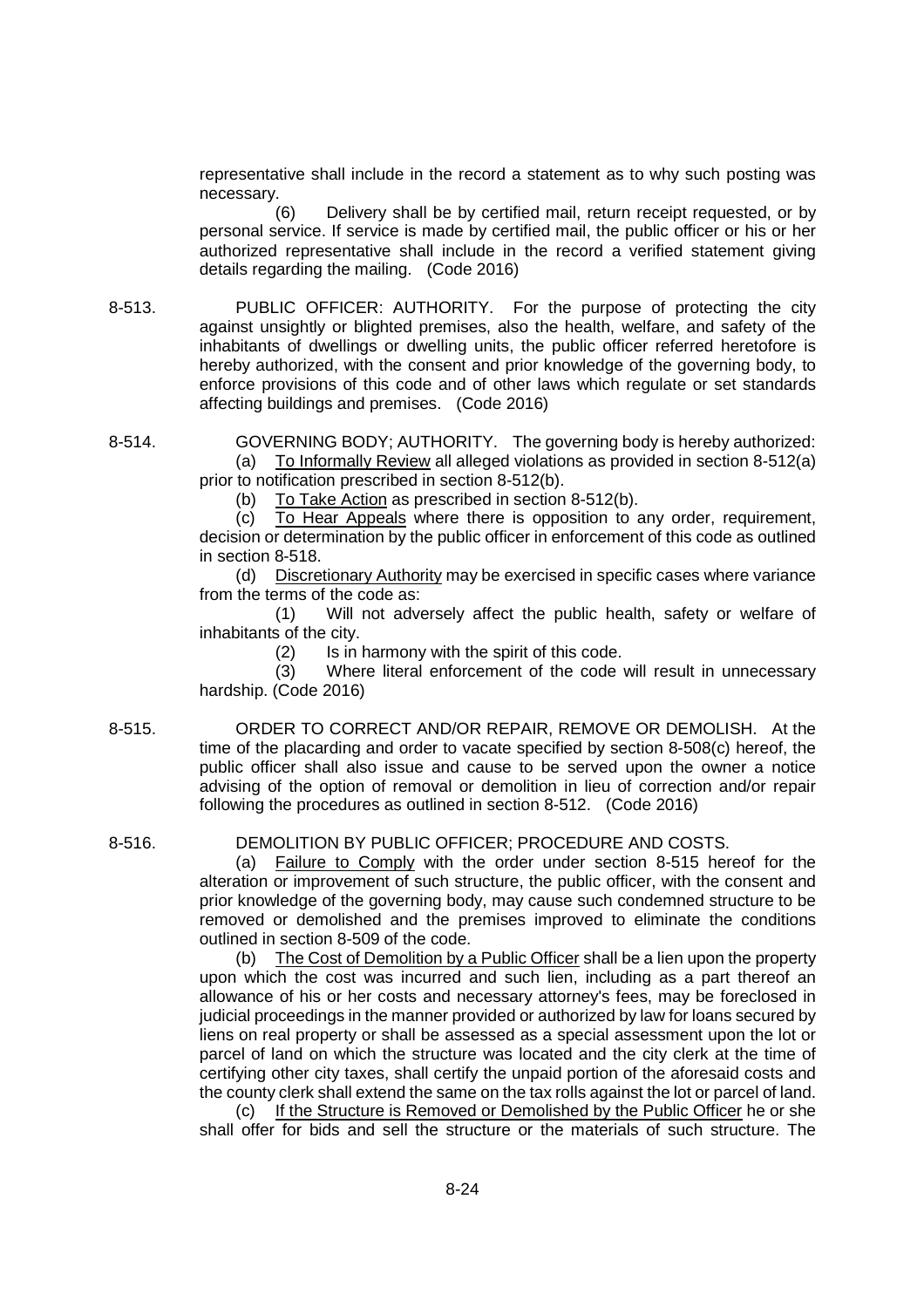representative shall include in the record a statement as to why such posting was necessary.

(6) Delivery shall be by certified mail, return receipt requested, or by personal service. If service is made by certified mail, the public officer or his or her authorized representative shall include in the record a verified statement giving details regarding the mailing. (Code 2016)

8-513. PUBLIC OFFICER: AUTHORITY. For the purpose of protecting the city against unsightly or blighted premises, also the health, welfare, and safety of the inhabitants of dwellings or dwelling units, the public officer referred heretofore is hereby authorized, with the consent and prior knowledge of the governing body, to enforce provisions of this code and of other laws which regulate or set standards affecting buildings and premises. (Code 2016)

8-514. GOVERNING BODY; AUTHORITY. The governing body is hereby authorized:

(a) To Informally Review all alleged violations as provided in section 8-512(a) prior to notification prescribed in section 8-512(b).

(b) To Take Action as prescribed in section 8-512(b).

(c) To Hear Appeals where there is opposition to any order, requirement, decision or determination by the public officer in enforcement of this code as outlined in section 8-518.

(d) Discretionary Authority may be exercised in specific cases where variance from the terms of the code as:

(1) Will not adversely affect the public health, safety or welfare of inhabitants of the city.

(2) Is in harmony with the spirit of this code.

(3) Where literal enforcement of the code will result in unnecessary hardship. (Code 2016)

8-515. ORDER TO CORRECT AND/OR REPAIR, REMOVE OR DEMOLISH. At the time of the placarding and order to vacate specified by section 8-508(c) hereof, the public officer shall also issue and cause to be served upon the owner a notice advising of the option of removal or demolition in lieu of correction and/or repair following the procedures as outlined in section 8-512. (Code 2016)

8-516. DEMOLITION BY PUBLIC OFFICER; PROCEDURE AND COSTS.

(a) Failure to Comply with the order under section 8-515 hereof for the alteration or improvement of such structure, the public officer, with the consent and prior knowledge of the governing body, may cause such condemned structure to be removed or demolished and the premises improved to eliminate the conditions outlined in section 8-509 of the code.

(b) The Cost of Demolition by a Public Officer shall be a lien upon the property upon which the cost was incurred and such lien, including as a part thereof an allowance of his or her costs and necessary attorney's fees, may be foreclosed in judicial proceedings in the manner provided or authorized by law for loans secured by liens on real property or shall be assessed as a special assessment upon the lot or parcel of land on which the structure was located and the city clerk at the time of certifying other city taxes, shall certify the unpaid portion of the aforesaid costs and the county clerk shall extend the same on the tax rolls against the lot or parcel of land.

(c) If the Structure is Removed or Demolished by the Public Officer he or she shall offer for bids and sell the structure or the materials of such structure. The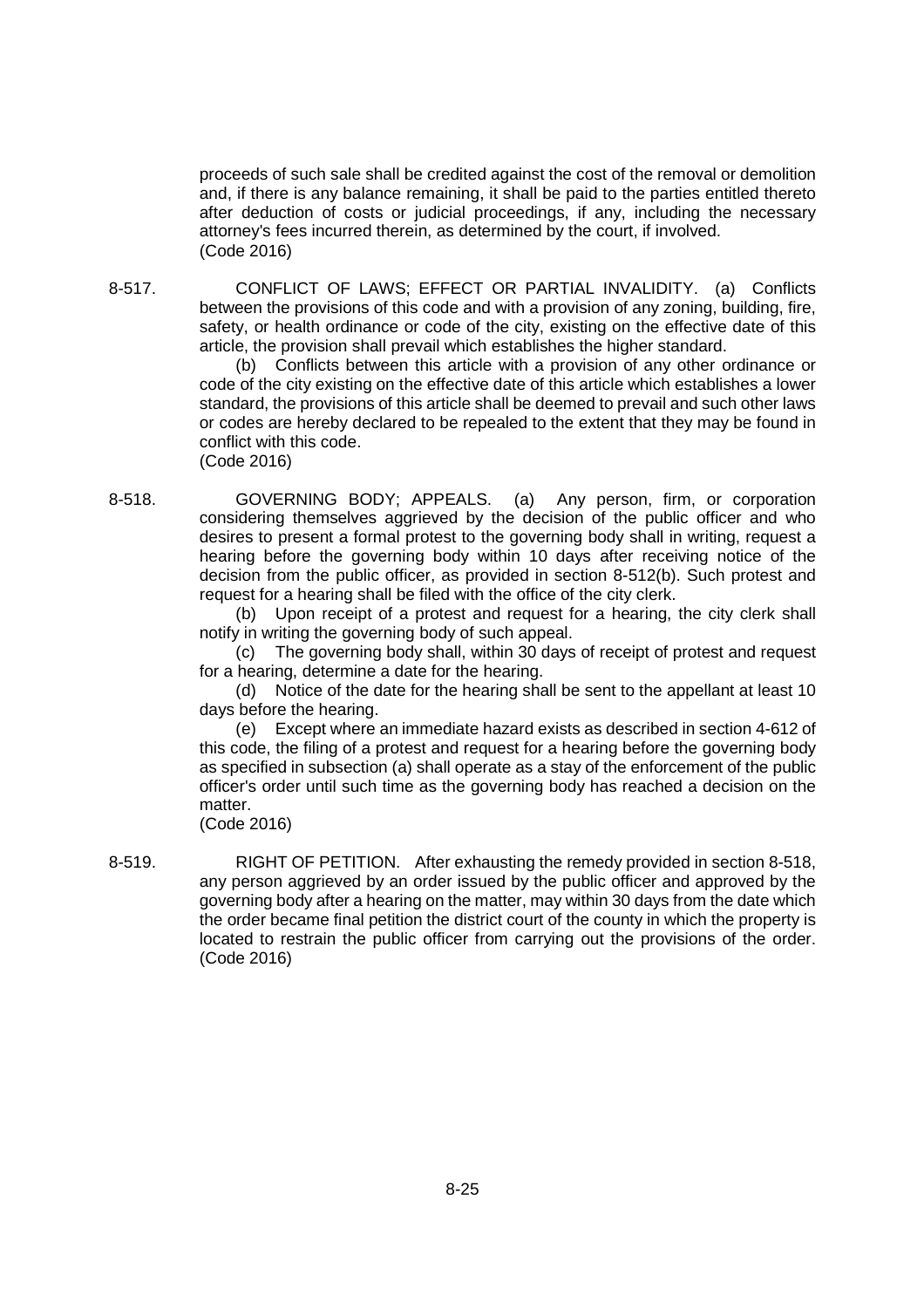proceeds of such sale shall be credited against the cost of the removal or demolition and, if there is any balance remaining, it shall be paid to the parties entitled thereto after deduction of costs or judicial proceedings, if any, including the necessary attorney's fees incurred therein, as determined by the court, if involved.
(Code 2016)

8-517. CONFLICT OF LAWS; EFFECT OR PARTIAL INVALIDITY. (a) Conflicts between the provisions of this code and with a provision of any zoning, building, fire, safety, or health ordinance or code of the city, existing on the effective date of this article, the provision shall prevail which establishes the higher standard.

(b) Conflicts between this article with a provision of any other ordinance or code of the city existing on the effective date of this article which establishes a lower standard, the provisions of this article shall be deemed to prevail and such other laws or codes are hereby declared to be repealed to the extent that they may be found in conflict with this code.
(Code 2016)

8-518. GOVERNING BODY; APPEALS. (a) Any person, firm, or corporation considering themselves aggrieved by the decision of the public officer and who desires to present a formal protest to the governing body shall in writing, request a hearing before the governing body within 10 days after receiving notice of the decision from the public officer, as provided in section 8-512(b). Such protest and request for a hearing shall be filed with the office of the city clerk.

(b) Upon receipt of a protest and request for a hearing, the city clerk shall notify in writing the governing body of such appeal.

(c) The governing body shall, within 30 days of receipt of protest and request for a hearing, determine a date for the hearing.

(d) Notice of the date for the hearing shall be sent to the appellant at least 10 days before the hearing.

(e) Except where an immediate hazard exists as described in section 4-612 of this code, the filing of a protest and request for a hearing before the governing body as specified in subsection (a) shall operate as a stay of the enforcement of the public officer's order until such time as the governing body has reached a decision on the matter.
(Code 2016)

8-519. RIGHT OF PETITION. After exhausting the remedy provided in section 8-518, any person aggrieved by an order issued by the public officer and approved by the governing body after a hearing on the matter, may within 30 days from the date which the order became final petition the district court of the county in which the property is located to restrain the public officer from carrying out the provisions of the order.
(Code 2016)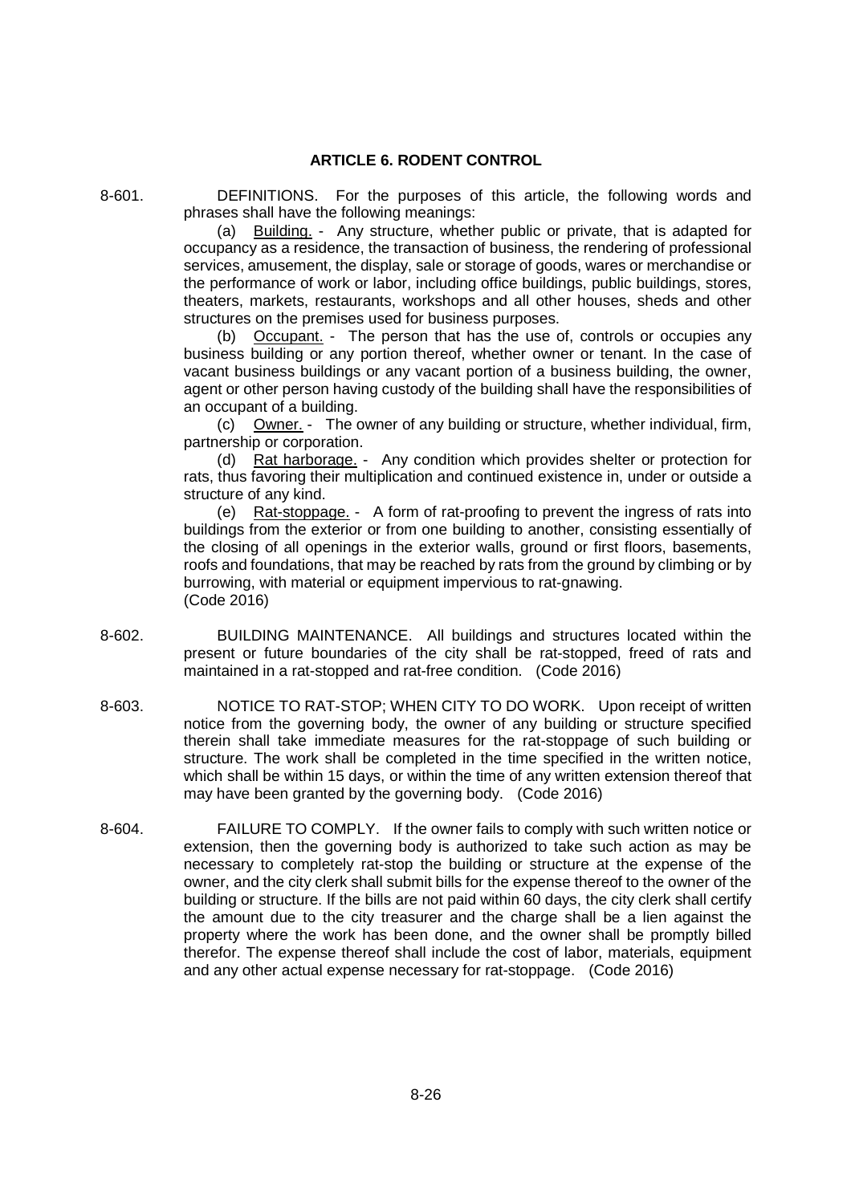## ARTICLE 6. RODENT CONTROL

8-601. DEFINITIONS. For the purposes of this article, the following words and phrases shall have the following meanings:

(a) Building. - Any structure, whether public or private, that is adapted for occupancy as a residence, the transaction of business, the rendering of professional services, amusement, the display, sale or storage of goods, wares or merchandise or the performance of work or labor, including office buildings, public buildings, stores, theaters, markets, restaurants, workshops and all other houses, sheds and other structures on the premises used for business purposes.

(b) Occupant. - The person that has the use of, controls or occupies any business building or any portion thereof, whether owner or tenant. In the case of vacant business buildings or any vacant portion of a business building, the owner, agent or other person having custody of the building shall have the responsibilities of an occupant of a building.

(c) Owner. - The owner of any building or structure, whether individual, firm, partnership or corporation.

(d) Rat harborage. - Any condition which provides shelter or protection for rats, thus favoring their multiplication and continued existence in, under or outside a structure of any kind.

(e) Rat-stoppage. - A form of rat-proofing to prevent the ingress of rats into buildings from the exterior or from one building to another, consisting essentially of the closing of all openings in the exterior walls, ground or first floors, basements, roofs and foundations, that may be reached by rats from the ground by climbing or by burrowing, with material or equipment impervious to rat-gnawing.
(Code 2016)

8-602. BUILDING MAINTENANCE. All buildings and structures located within the present or future boundaries of the city shall be rat-stopped, freed of rats and maintained in a rat-stopped and rat-free condition. (Code 2016)

8-603. NOTICE TO RAT-STOP; WHEN CITY TO DO WORK. Upon receipt of written notice from the governing body, the owner of any building or structure specified therein shall take immediate measures for the rat-stoppage of such building or structure. The work shall be completed in the time specified in the written notice, which shall be within 15 days, or within the time of any written extension thereof that may have been granted by the governing body. (Code 2016)

8-604. FAILURE TO COMPLY. If the owner fails to comply with such written notice or extension, then the governing body is authorized to take such action as may be necessary to completely rat-stop the building or structure at the expense of the owner, and the city clerk shall submit bills for the expense thereof to the owner of the building or structure. If the bills are not paid within 60 days, the city clerk shall certify the amount due to the city treasurer and the charge shall be a lien against the property where the work has been done, and the owner shall be promptly billed therefor. The expense thereof shall include the cost of labor, materials, equipment and any other actual expense necessary for rat-stoppage. (Code 2016)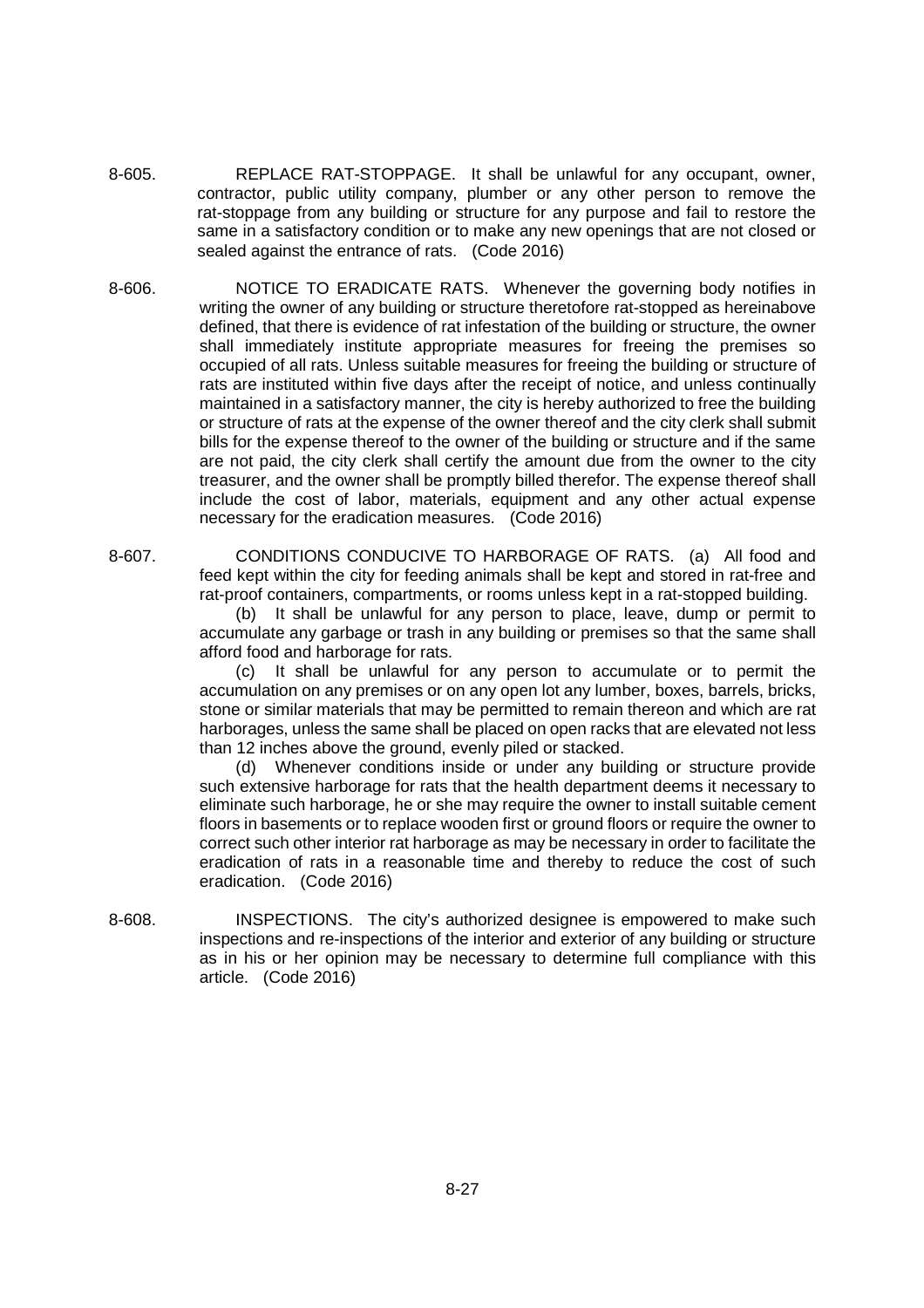8-605. REPLACE RAT-STOPPAGE. It shall be unlawful for any occupant, owner, contractor, public utility company, plumber or any other person to remove the rat-stoppage from any building or structure for any purpose and fail to restore the same in a satisfactory condition or to make any new openings that are not closed or sealed against the entrance of rats. (Code 2016)

8-606. NOTICE TO ERADICATE RATS. Whenever the governing body notifies in writing the owner of any building or structure theretofore rat-stopped as hereinabove defined, that there is evidence of rat infestation of the building or structure, the owner shall immediately institute appropriate measures for freeing the premises so occupied of all rats. Unless suitable measures for freeing the building or structure of rats are instituted within five days after the receipt of notice, and unless continually maintained in a satisfactory manner, the city is hereby authorized to free the building or structure of rats at the expense of the owner thereof and the city clerk shall submit bills for the expense thereof to the owner of the building or structure and if the same are not paid, the city clerk shall certify the amount due from the owner to the city treasurer, and the owner shall be promptly billed therefor. The expense thereof shall include the cost of labor, materials, equipment and any other actual expense necessary for the eradication measures. (Code 2016)

8-607. CONDITIONS CONDUCIVE TO HARBORAGE OF RATS. (a) All food and feed kept within the city for feeding animals shall be kept and stored in rat-free and rat-proof containers, compartments, or rooms unless kept in a rat-stopped building.

(b) It shall be unlawful for any person to place, leave, dump or permit to accumulate any garbage or trash in any building or premises so that the same shall afford food and harborage for rats.

(c) It shall be unlawful for any person to accumulate or to permit the accumulation on any premises or on any open lot any lumber, boxes, barrels, bricks, stone or similar materials that may be permitted to remain thereon and which are rat harborages, unless the same shall be placed on open racks that are elevated not less than 12 inches above the ground, evenly piled or stacked.

(d) Whenever conditions inside or under any building or structure provide such extensive harborage for rats that the health department deems it necessary to eliminate such harborage, he or she may require the owner to install suitable cement floors in basements or to replace wooden first or ground floors or require the owner to correct such other interior rat harborage as may be necessary in order to facilitate the eradication of rats in a reasonable time and thereby to reduce the cost of such eradication. (Code 2016)

8-608. INSPECTIONS. The city's authorized designee is empowered to make such inspections and re-inspections of the interior and exterior of any building or structure as in his or her opinion may be necessary to determine full compliance with this article. (Code 2016)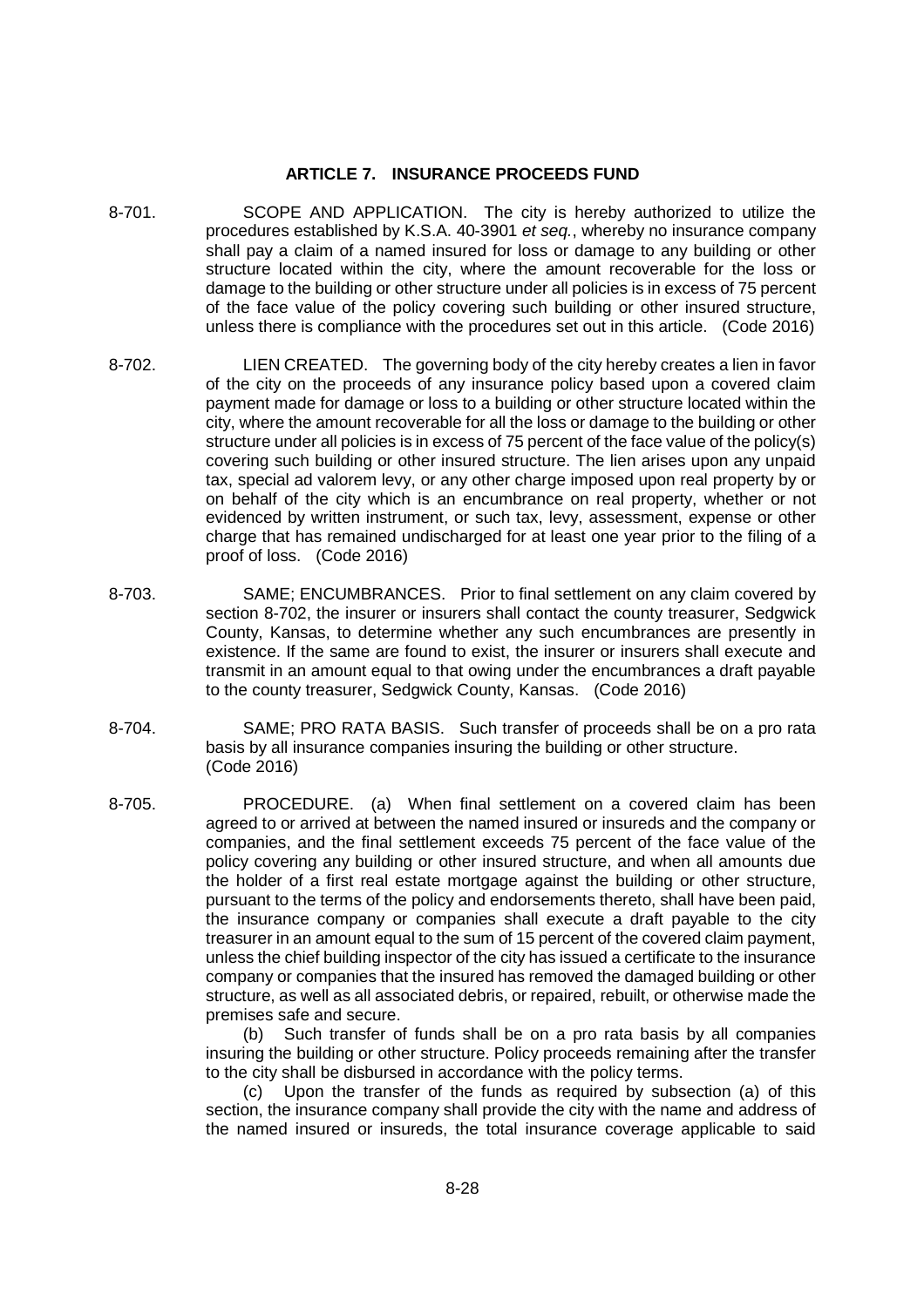## ARTICLE 7. INSURANCE PROCEEDS FUND

8-701. SCOPE AND APPLICATION. The city is hereby authorized to utilize the procedures established by K.S.A. 40-3901 *et seq.*, whereby no insurance company shall pay a claim of a named insured for loss or damage to any building or other structure located within the city, where the amount recoverable for the loss or damage to the building or other structure under all policies is in excess of 75 percent of the face value of the policy covering such building or other insured structure, unless there is compliance with the procedures set out in this article. (Code 2016)

8-702. LIEN CREATED. The governing body of the city hereby creates a lien in favor of the city on the proceeds of any insurance policy based upon a covered claim payment made for damage or loss to a building or other structure located within the city, where the amount recoverable for all the loss or damage to the building or other structure under all policies is in excess of 75 percent of the face value of the policy(s) covering such building or other insured structure. The lien arises upon any unpaid tax, special ad valorem levy, or any other charge imposed upon real property by or on behalf of the city which is an encumbrance on real property, whether or not evidenced by written instrument, or such tax, levy, assessment, expense or other charge that has remained undischarged for at least one year prior to the filing of a proof of loss. (Code 2016)

8-703. SAME; ENCUMBRANCES. Prior to final settlement on any claim covered by section 8-702, the insurer or insurers shall contact the county treasurer, Sedgwick County, Kansas, to determine whether any such encumbrances are presently in existence. If the same are found to exist, the insurer or insurers shall execute and transmit in an amount equal to that owing under the encumbrances a draft payable to the county treasurer, Sedgwick County, Kansas. (Code 2016)

8-704. SAME; PRO RATA BASIS. Such transfer of proceeds shall be on a pro rata basis by all insurance companies insuring the building or other structure. (Code 2016)

8-705. PROCEDURE. (a) When final settlement on a covered claim has been agreed to or arrived at between the named insured or insureds and the company or companies, and the final settlement exceeds 75 percent of the face value of the policy covering any building or other insured structure, and when all amounts due the holder of a first real estate mortgage against the building or other structure, pursuant to the terms of the policy and endorsements thereto, shall have been paid, the insurance company or companies shall execute a draft payable to the city treasurer in an amount equal to the sum of 15 percent of the covered claim payment, unless the chief building inspector of the city has issued a certificate to the insurance company or companies that the insured has removed the damaged building or other structure, as well as all associated debris, or repaired, rebuilt, or otherwise made the premises safe and secure.

(b) Such transfer of funds shall be on a pro rata basis by all companies insuring the building or other structure. Policy proceeds remaining after the transfer to the city shall be disbursed in accordance with the policy terms.

(c) Upon the transfer of the funds as required by subsection (a) of this section, the insurance company shall provide the city with the name and address of the named insured or insureds, the total insurance coverage applicable to said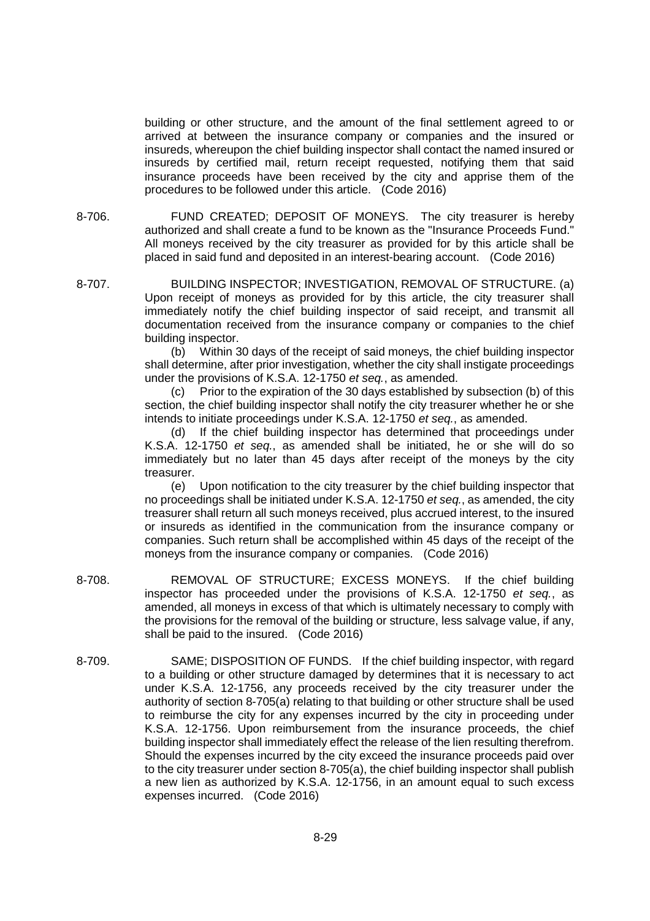building or other structure, and the amount of the final settlement agreed to or arrived at between the insurance company or companies and the insured or insureds, whereupon the chief building inspector shall contact the named insured or insureds by certified mail, return receipt requested, notifying them that said insurance proceeds have been received by the city and apprise them of the procedures to be followed under this article. (Code 2016)

8-706. FUND CREATED; DEPOSIT OF MONEYS. The city treasurer is hereby authorized and shall create a fund to be known as the "Insurance Proceeds Fund." All moneys received by the city treasurer as provided for by this article shall be placed in said fund and deposited in an interest-bearing account. (Code 2016)

8-707. BUILDING INSPECTOR; INVESTIGATION, REMOVAL OF STRUCTURE. (a) Upon receipt of moneys as provided for by this article, the city treasurer shall immediately notify the chief building inspector of said receipt, and transmit all documentation received from the insurance company or companies to the chief building inspector.

(b) Within 30 days of the receipt of said moneys, the chief building inspector shall determine, after prior investigation, whether the city shall instigate proceedings under the provisions of K.S.A. 12-1750 *et seq.*, as amended.

(c) Prior to the expiration of the 30 days established by subsection (b) of this section, the chief building inspector shall notify the city treasurer whether he or she intends to initiate proceedings under K.S.A. 12-1750 *et seq.*, as amended.

(d) If the chief building inspector has determined that proceedings under K.S.A. 12-1750 *et seq.*, as amended shall be initiated, he or she will do so immediately but no later than 45 days after receipt of the moneys by the city treasurer.

(e) Upon notification to the city treasurer by the chief building inspector that no proceedings shall be initiated under K.S.A. 12-1750 *et seq.*, as amended, the city treasurer shall return all such moneys received, plus accrued interest, to the insured or insureds as identified in the communication from the insurance company or companies. Such return shall be accomplished within 45 days of the receipt of the moneys from the insurance company or companies. (Code 2016)

8-708. REMOVAL OF STRUCTURE; EXCESS MONEYS. If the chief building inspector has proceeded under the provisions of K.S.A. 12-1750 *et seq.*, as amended, all moneys in excess of that which is ultimately necessary to comply with the provisions for the removal of the building or structure, less salvage value, if any, shall be paid to the insured. (Code 2016)

8-709. SAME; DISPOSITION OF FUNDS. If the chief building inspector, with regard to a building or other structure damaged by determines that it is necessary to act under K.S.A. 12-1756, any proceeds received by the city treasurer under the authority of section 8-705(a) relating to that building or other structure shall be used to reimburse the city for any expenses incurred by the city in proceeding under K.S.A. 12-1756. Upon reimbursement from the insurance proceeds, the chief building inspector shall immediately effect the release of the lien resulting therefrom. Should the expenses incurred by the city exceed the insurance proceeds paid over to the city treasurer under section 8-705(a), the chief building inspector shall publish a new lien as authorized by K.S.A. 12-1756, in an amount equal to such excess expenses incurred. (Code 2016)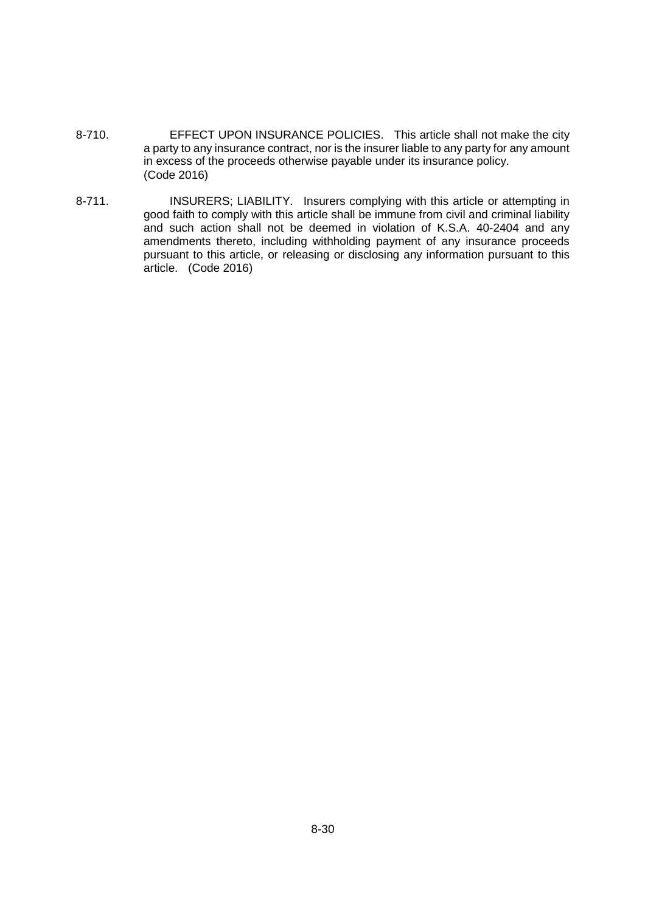8-710. EFFECT UPON INSURANCE POLICIES. This article shall not make the city a party to any insurance contract, nor is the insurer liable to any party for any amount in excess of the proceeds otherwise payable under its insurance policy. (Code 2016)

8-711. INSURERS; LIABILITY. Insurers complying with this article or attempting in good faith to comply with this article shall be immune from civil and criminal liability and such action shall not be deemed in violation of K.S.A. 40-2404 and any amendments thereto, including withholding payment of any insurance proceeds pursuant to this article, or releasing or disclosing any information pursuant to this article. (Code 2016)